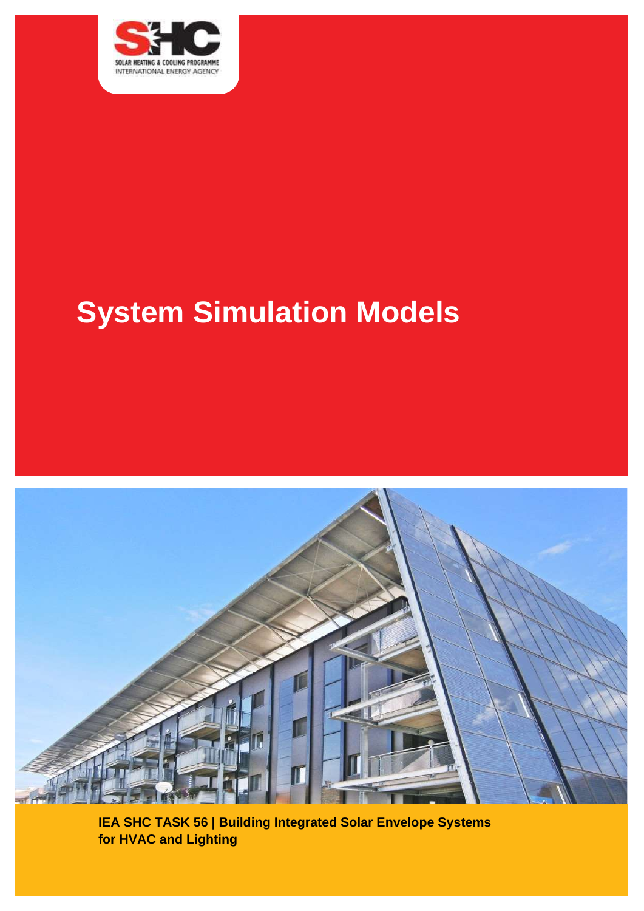SOLAR HEATING & COOLING PROGRAMME
INTERNATIONAL ENERGY AGENCY

# System Simulation Models

**IEA SHC TASK 56 | Building Integrated Solar Envelope Systems for HVAC and Lighting**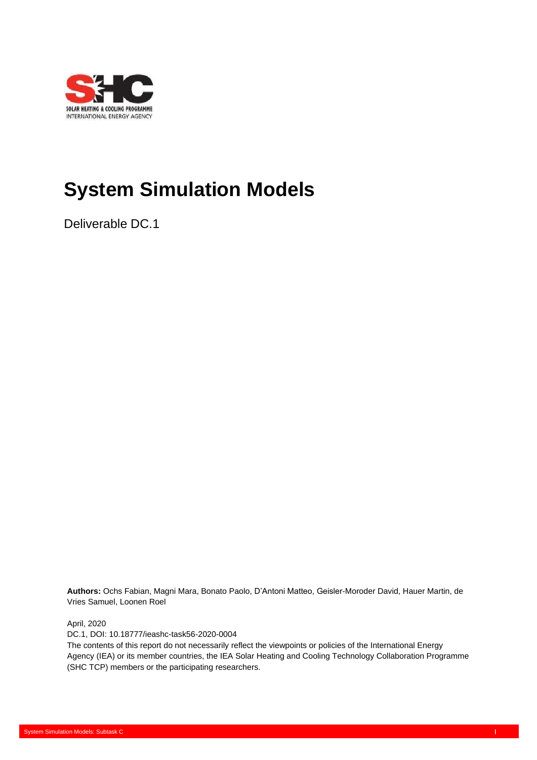# System Simulation Models

Deliverable DC.1

**Authors:** Ochs Fabian, Magni Mara, Bonato Paolo, D'Antoni Matteo, Geisler-Moroder David, Hauer Martin, de Vries Samuel, Loonen Roel

April, 2020

DC.1, DOI: 10.18777/ieashc-task56-2020-0004

The contents of this report do not necessarily reflect the viewpoints or policies of the International Energy Agency (IEA) or its member countries, the IEA Solar Heating and Cooling Technology Collaboration Programme (SHC TCP) members or the participating researchers.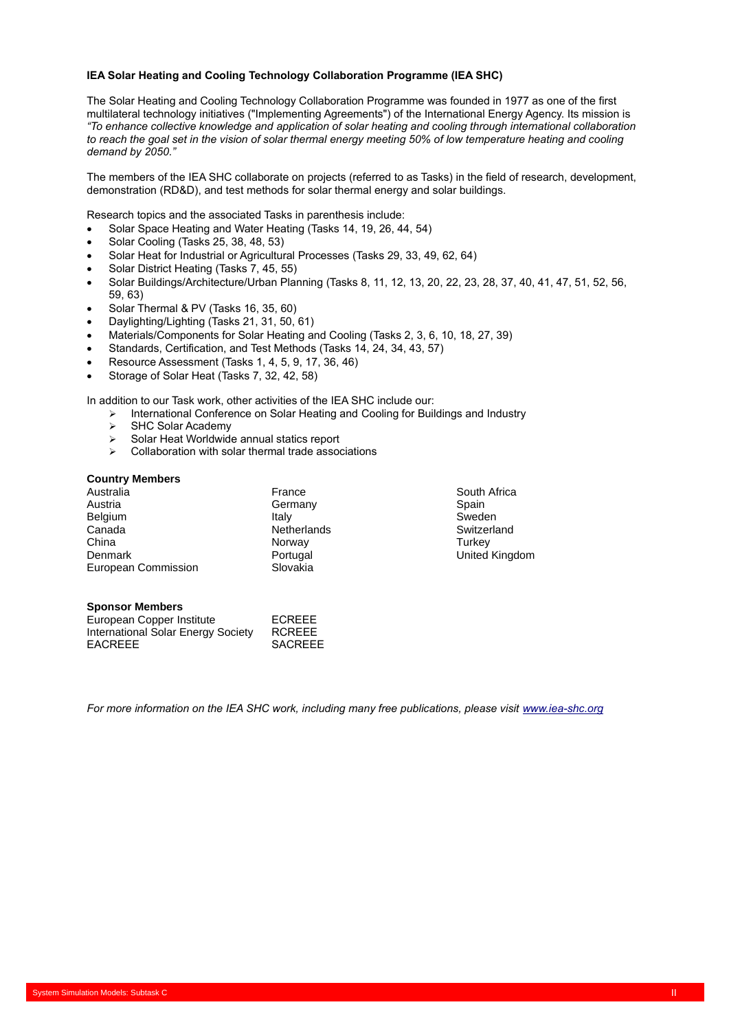**IEA Solar Heating and Cooling Technology Collaboration Programme (IEA SHC)**

The Solar Heating and Cooling Technology Collaboration Programme was founded in 1977 as one of the first multilateral technology initiatives ("Implementing Agreements") of the International Energy Agency. Its mission is *"To enhance collective knowledge and application of solar heating and cooling through international collaboration to reach the goal set in the vision of solar thermal energy meeting 50% of low temperature heating and cooling demand by 2050."*

The members of the IEA SHC collaborate on projects (referred to as Tasks) in the field of research, development, demonstration (RD&D), and test methods for solar thermal energy and solar buildings.

Research topics and the associated Tasks in parenthesis include:

- Solar Space Heating and Water Heating (Tasks 14, 19, 26, 44, 54)
- Solar Cooling (Tasks 25, 38, 48, 53)
- Solar Heat for Industrial or Agricultural Processes (Tasks 29, 33, 49, 62, 64)
- Solar District Heating (Tasks 7, 45, 55)
- Solar Buildings/Architecture/Urban Planning (Tasks 8, 11, 12, 13, 20, 22, 23, 28, 37, 40, 41, 47, 51, 52, 56, 59, 63)
- Solar Thermal & PV (Tasks 16, 35, 60)
- Daylighting/Lighting (Tasks 21, 31, 50, 61)
- Materials/Components for Solar Heating and Cooling (Tasks 2, 3, 6, 10, 18, 27, 39)
- Standards, Certification, and Test Methods (Tasks 14, 24, 34, 43, 57)
- Resource Assessment (Tasks 1, 4, 5, 9, 17, 36, 46)
- Storage of Solar Heat (Tasks 7, 32, 42, 58)

In addition to our Task work, other activities of the IEA SHC include our:

- International Conference on Solar Heating and Cooling for Buildings and Industry
- SHC Solar Academy
- Solar Heat Worldwide annual statics report
- Collaboration with solar thermal trade associations

**Country Members**

| | | |
|---|---|---|
| Australia | France | South Africa |
| Austria | Germany | Spain |
| Belgium | Italy | Sweden |
| Canada | Netherlands | Switzerland |
| China | Norway | Turkey |
| Denmark | Portugal | United Kingdom |
| European Commission | Slovakia | |

**Sponsor Members**

| | |
|---|---|
| European Copper Institute | ECREEE |
| International Solar Energy Society | RCREEE |
| EACREEE | SACREEE |

*For more information on the IEA SHC work, including many free publications, please visit www.iea-shc.org*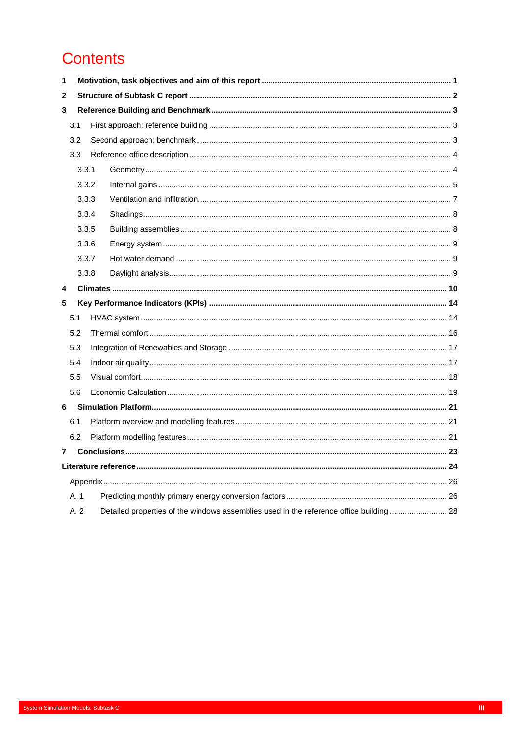# Contents

**1 Motivation, task objectives and aim of this report ..................................................................................... 1**

**2 Structure of Subtask C report ..................................................................................................................... 2**

**3 Reference Building and Benchmark ............................................................................................................ 3**

3.1 First approach: reference building ............................................................................................................ 3

3.2 Second approach: benchmark .................................................................................................................. 3

3.3 Reference office description ..................................................................................................................... 4

3.3.1 Geometry ......................................................................................................................................... 4

3.3.2 Internal gains ................................................................................................................................... 5

3.3.3 Ventilation and infiltration ................................................................................................................ 7

3.3.4 Shadings .......................................................................................................................................... 8

3.3.5 Building assemblies ......................................................................................................................... 8

3.3.6 Energy system ................................................................................................................................. 9

3.3.7 Hot water demand ........................................................................................................................... 9

3.3.8 Daylight analysis .............................................................................................................................. 9

**4 Climates .................................................................................................................................................... 10**

**5 Key Performance Indicators (KPIs) ........................................................................................................... 14**

5.1 HVAC system .......................................................................................................................................... 14

5.2 Thermal comfort ...................................................................................................................................... 16

5.3 Integration of Renewables and Storage .................................................................................................. 17

5.4 Indoor air quality ..................................................................................................................................... 17

5.5 Visual comfort .......................................................................................................................................... 18

5.6 Economic Calculation .............................................................................................................................. 19

**6 Simulation Platform ................................................................................................................................... 21**

6.1 Platform overview and modelling features .............................................................................................. 21

6.2 Platform modelling features ..................................................................................................................... 21

**7 Conclusions ............................................................................................................................................... 23**

**Literature reference ...................................................................................................................................... 24**

Appendix .......................................................................................................................................................... 26

A. 1 Predicting monthly primary energy conversion factors ........................................................................ 26

A. 2 Detailed properties of the windows assemblies used in the reference office building .......................... 28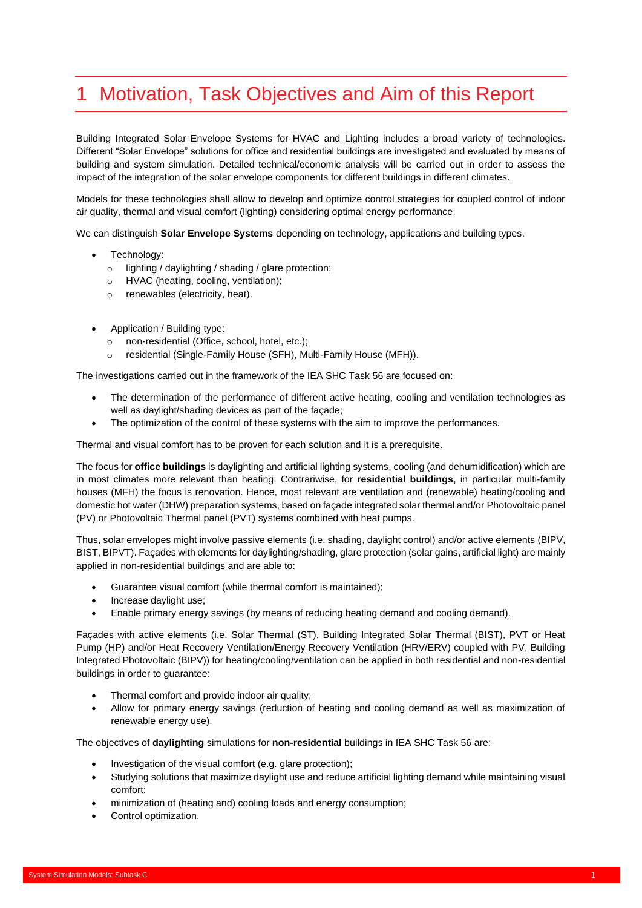# 1 Motivation, Task Objectives and Aim of this Report

Building Integrated Solar Envelope Systems for HVAC and Lighting includes a broad variety of technologies. Different "Solar Envelope" solutions for office and residential buildings are investigated and evaluated by means of building and system simulation. Detailed technical/economic analysis will be carried out in order to assess the impact of the integration of the solar envelope components for different buildings in different climates.

Models for these technologies shall allow to develop and optimize control strategies for coupled control of indoor air quality, thermal and visual comfort (lighting) considering optimal energy performance.

We can distinguish **Solar Envelope Systems** depending on technology, applications and building types.

- Technology:
  - lighting / daylighting / shading / glare protection;
  - HVAC (heating, cooling, ventilation);
  - renewables (electricity, heat).

- Application / Building type:
  - non-residential (Office, school, hotel, etc.);
  - residential (Single-Family House (SFH), Multi-Family House (MFH)).

The investigations carried out in the framework of the IEA SHC Task 56 are focused on:

- The determination of the performance of different active heating, cooling and ventilation technologies as well as daylight/shading devices as part of the façade;
- The optimization of the control of these systems with the aim to improve the performances.

Thermal and visual comfort has to be proven for each solution and it is a prerequisite.

The focus for **office buildings** is daylighting and artificial lighting systems, cooling (and dehumidification) which are in most climates more relevant than heating. Contrariwise, for **residential buildings**, in particular multi-family houses (MFH) the focus is renovation. Hence, most relevant are ventilation and (renewable) heating/cooling and domestic hot water (DHW) preparation systems, based on façade integrated solar thermal and/or Photovoltaic panel (PV) or Photovoltaic Thermal panel (PVT) systems combined with heat pumps.

Thus, solar envelopes might involve passive elements (i.e. shading, daylight control) and/or active elements (BIPV, BIST, BIPVT). Façades with elements for daylighting/shading, glare protection (solar gains, artificial light) are mainly applied in non-residential buildings and are able to:

- Guarantee visual comfort (while thermal comfort is maintained);
- Increase daylight use;
- Enable primary energy savings (by means of reducing heating demand and cooling demand).

Façades with active elements (i.e. Solar Thermal (ST), Building Integrated Solar Thermal (BIST), PVT or Heat Pump (HP) and/or Heat Recovery Ventilation/Energy Recovery Ventilation (HRV/ERV) coupled with PV, Building Integrated Photovoltaic (BIPV)) for heating/cooling/ventilation can be applied in both residential and non-residential buildings in order to guarantee:

- Thermal comfort and provide indoor air quality;
- Allow for primary energy savings (reduction of heating and cooling demand as well as maximization of renewable energy use).

The objectives of **daylighting** simulations for **non-residential** buildings in IEA SHC Task 56 are:

- Investigation of the visual comfort (e.g. glare protection);
- Studying solutions that maximize daylight use and reduce artificial lighting demand while maintaining visual comfort;
- minimization of (heating and) cooling loads and energy consumption;
- Control optimization.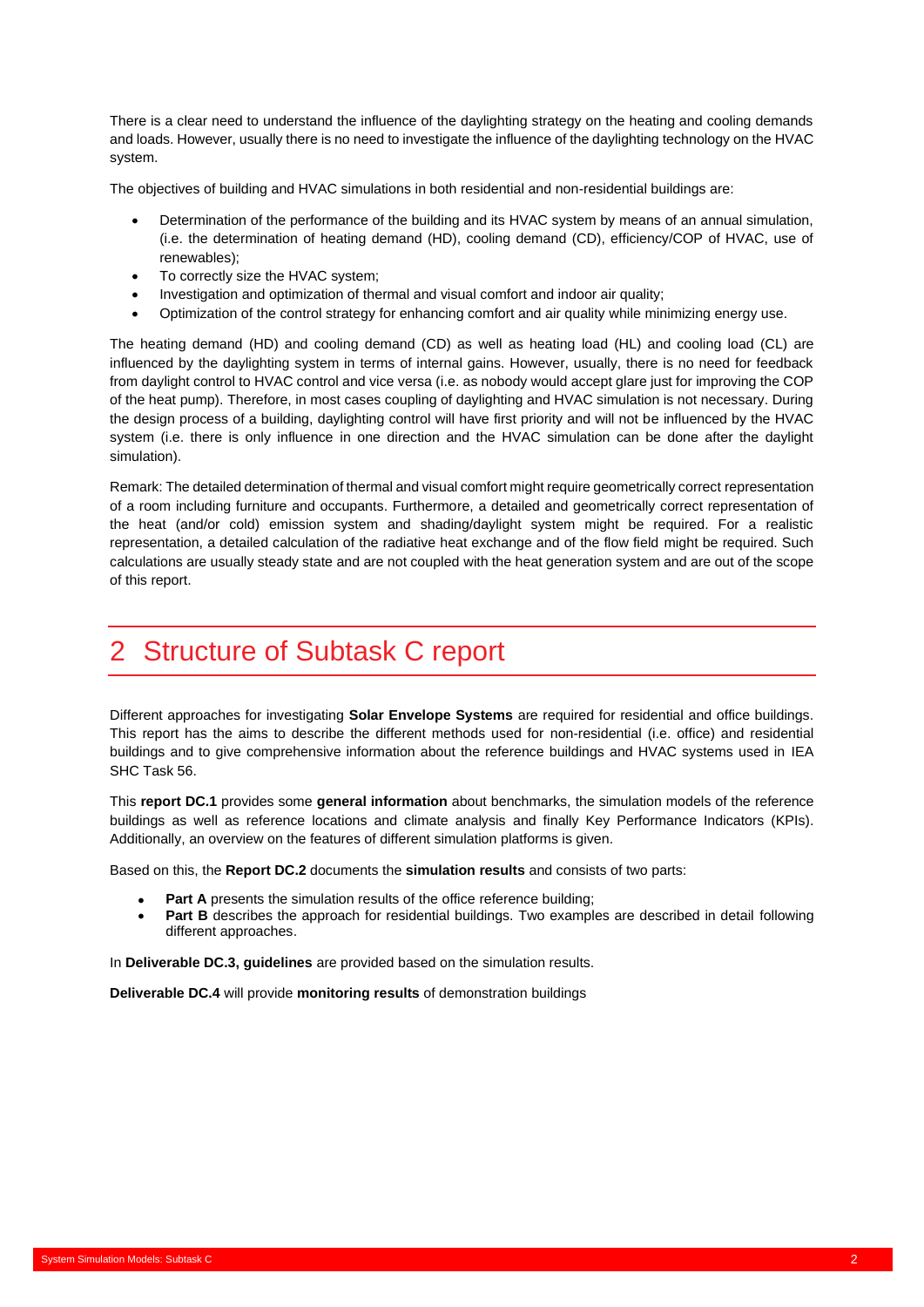There is a clear need to understand the influence of the daylighting strategy on the heating and cooling demands and loads. However, usually there is no need to investigate the influence of the daylighting technology on the HVAC system.

The objectives of building and HVAC simulations in both residential and non-residential buildings are:

- Determination of the performance of the building and its HVAC system by means of an annual simulation, (i.e. the determination of heating demand (HD), cooling demand (CD), efficiency/COP of HVAC, use of renewables);
- To correctly size the HVAC system;
- Investigation and optimization of thermal and visual comfort and indoor air quality;
- Optimization of the control strategy for enhancing comfort and air quality while minimizing energy use.

The heating demand (HD) and cooling demand (CD) as well as heating load (HL) and cooling load (CL) are influenced by the daylighting system in terms of internal gains. However, usually, there is no need for feedback from daylight control to HVAC control and vice versa (i.e. as nobody would accept glare just for improving the COP of the heat pump). Therefore, in most cases coupling of daylighting and HVAC simulation is not necessary. During the design process of a building, daylighting control will have first priority and will not be influenced by the HVAC system (i.e. there is only influence in one direction and the HVAC simulation can be done after the daylight simulation).

Remark: The detailed determination of thermal and visual comfort might require geometrically correct representation of a room including furniture and occupants. Furthermore, a detailed and geometrically correct representation of the heat (and/or cold) emission system and shading/daylight system might be required. For a realistic representation, a detailed calculation of the radiative heat exchange and of the flow field might be required. Such calculations are usually steady state and are not coupled with the heat generation system and are out of the scope of this report.

# 2 Structure of Subtask C report

Different approaches for investigating **Solar Envelope Systems** are required for residential and office buildings. This report has the aims to describe the different methods used for non-residential (i.e. office) and residential buildings and to give comprehensive information about the reference buildings and HVAC systems used in IEA SHC Task 56.

This **report DC.1** provides some **general information** about benchmarks, the simulation models of the reference buildings as well as reference locations and climate analysis and finally Key Performance Indicators (KPIs). Additionally, an overview on the features of different simulation platforms is given.

Based on this, the **Report DC.2** documents the **simulation results** and consists of two parts:

- **Part A** presents the simulation results of the office reference building;
- **Part B** describes the approach for residential buildings. Two examples are described in detail following different approaches.

In **Deliverable DC.3, guidelines** are provided based on the simulation results.

**Deliverable DC.4** will provide **monitoring results** of demonstration buildings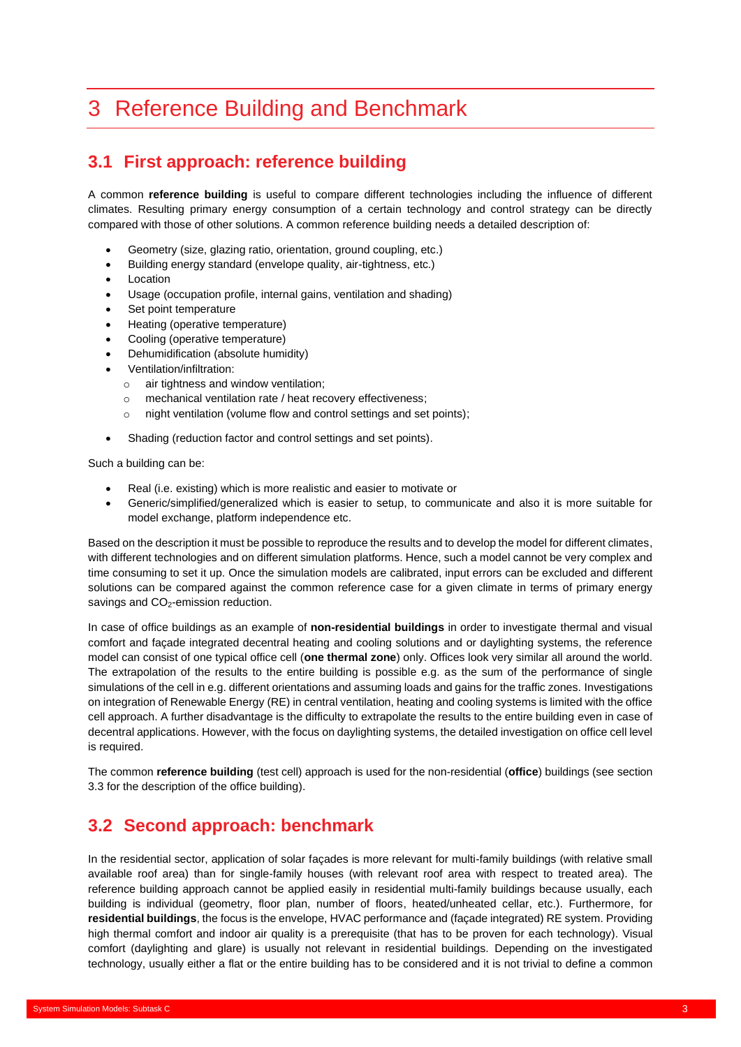# 3 Reference Building and Benchmark

## 3.1 First approach: reference building

A common **reference building** is useful to compare different technologies including the influence of different climates. Resulting primary energy consumption of a certain technology and control strategy can be directly compared with those of other solutions. A common reference building needs a detailed description of:

- Geometry (size, glazing ratio, orientation, ground coupling, etc.)
- Building energy standard (envelope quality, air-tightness, etc.)
- Location
- Usage (occupation profile, internal gains, ventilation and shading)
- Set point temperature
- Heating (operative temperature)
- Cooling (operative temperature)
- Dehumidification (absolute humidity)
- Ventilation/infiltration:
  - air tightness and window ventilation;
  - mechanical ventilation rate / heat recovery effectiveness;
  - night ventilation (volume flow and control settings and set points);
- Shading (reduction factor and control settings and set points).

Such a building can be:

- Real (i.e. existing) which is more realistic and easier to motivate or
- Generic/simplified/generalized which is easier to setup, to communicate and also it is more suitable for model exchange, platform independence etc.

Based on the description it must be possible to reproduce the results and to develop the model for different climates, with different technologies and on different simulation platforms. Hence, such a model cannot be very complex and time consuming to set it up. Once the simulation models are calibrated, input errors can be excluded and different solutions can be compared against the common reference case for a given climate in terms of primary energy savings and $CO_2$-emission reduction.

In case of office buildings as an example of **non-residential buildings** in order to investigate thermal and visual comfort and façade integrated decentral heating and cooling solutions and or daylighting systems, the reference model can consist of one typical office cell (**one thermal zone**) only. Offices look very similar all around the world. The extrapolation of the results to the entire building is possible e.g. as the sum of the performance of single simulations of the cell in e.g. different orientations and assuming loads and gains for the traffic zones. Investigations on integration of Renewable Energy (RE) in central ventilation, heating and cooling systems is limited with the office cell approach. A further disadvantage is the difficulty to extrapolate the results to the entire building even in case of decentral applications. However, with the focus on daylighting systems, the detailed investigation on office cell level is required.

The common **reference building** (test cell) approach is used for the non-residential (**office**) buildings (see section 3.3 for the description of the office building).

## 3.2 Second approach: benchmark

In the residential sector, application of solar façades is more relevant for multi-family buildings (with relative small available roof area) than for single-family houses (with relevant roof area with respect to treated area). The reference building approach cannot be applied easily in residential multi-family buildings because usually, each building is individual (geometry, floor plan, number of floors, heated/unheated cellar, etc.). Furthermore, for **residential buildings**, the focus is the envelope, HVAC performance and (façade integrated) RE system. Providing high thermal comfort and indoor air quality is a prerequisite (that has to be proven for each technology). Visual comfort (daylighting and glare) is usually not relevant in residential buildings. Depending on the investigated technology, usually either a flat or the entire building has to be considered and it is not trivial to define a common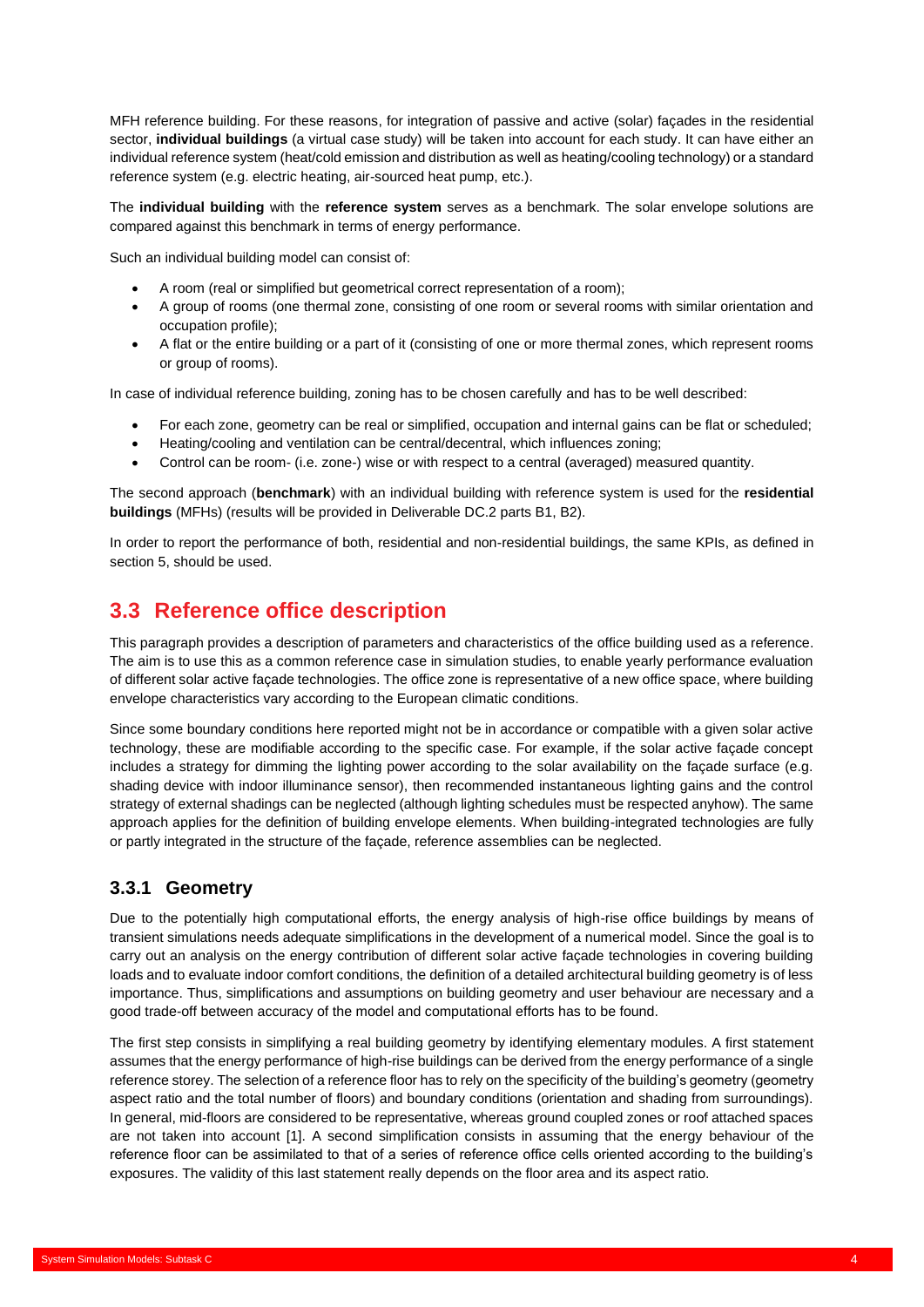MFH reference building. For these reasons, for integration of passive and active (solar) façades in the residential sector, **individual buildings** (a virtual case study) will be taken into account for each study. It can have either an individual reference system (heat/cold emission and distribution as well as heating/cooling technology) or a standard reference system (e.g. electric heating, air-sourced heat pump, etc.).

The **individual building** with the **reference system** serves as a benchmark. The solar envelope solutions are compared against this benchmark in terms of energy performance.

Such an individual building model can consist of:

- A room (real or simplified but geometrical correct representation of a room);
- A group of rooms (one thermal zone, consisting of one room or several rooms with similar orientation and occupation profile);
- A flat or the entire building or a part of it (consisting of one or more thermal zones, which represent rooms or group of rooms).

In case of individual reference building, zoning has to be chosen carefully and has to be well described:

- For each zone, geometry can be real or simplified, occupation and internal gains can be flat or scheduled;
- Heating/cooling and ventilation can be central/decentral, which influences zoning;
- Control can be room- (i.e. zone-) wise or with respect to a central (averaged) measured quantity.

The second approach (**benchmark**) with an individual building with reference system is used for the **residential buildings** (MFHs) (results will be provided in Deliverable DC.2 parts B1, B2).

In order to report the performance of both, residential and non-residential buildings, the same KPIs, as defined in section 5, should be used.

## 3.3 Reference office description

This paragraph provides a description of parameters and characteristics of the office building used as a reference. The aim is to use this as a common reference case in simulation studies, to enable yearly performance evaluation of different solar active façade technologies. The office zone is representative of a new office space, where building envelope characteristics vary according to the European climatic conditions.

Since some boundary conditions here reported might not be in accordance or compatible with a given solar active technology, these are modifiable according to the specific case. For example, if the solar active façade concept includes a strategy for dimming the lighting power according to the solar availability on the façade surface (e.g. shading device with indoor illuminance sensor), then recommended instantaneous lighting gains and the control strategy of external shadings can be neglected (although lighting schedules must be respected anyhow). The same approach applies for the definition of building envelope elements. When building-integrated technologies are fully or partly integrated in the structure of the façade, reference assemblies can be neglected.

### 3.3.1 Geometry

Due to the potentially high computational efforts, the energy analysis of high-rise office buildings by means of transient simulations needs adequate simplifications in the development of a numerical model. Since the goal is to carry out an analysis on the energy contribution of different solar active façade technologies in covering building loads and to evaluate indoor comfort conditions, the definition of a detailed architectural building geometry is of less importance. Thus, simplifications and assumptions on building geometry and user behaviour are necessary and a good trade-off between accuracy of the model and computational efforts has to be found.

The first step consists in simplifying a real building geometry by identifying elementary modules. A first statement assumes that the energy performance of high-rise buildings can be derived from the energy performance of a single reference storey. The selection of a reference floor has to rely on the specificity of the building's geometry (geometry aspect ratio and the total number of floors) and boundary conditions (orientation and shading from surroundings). In general, mid-floors are considered to be representative, whereas ground coupled zones or roof attached spaces are not taken into account [1]. A second simplification consists in assuming that the energy behaviour of the reference floor can be assimilated to that of a series of reference office cells oriented according to the building's exposures. The validity of this last statement really depends on the floor area and its aspect ratio.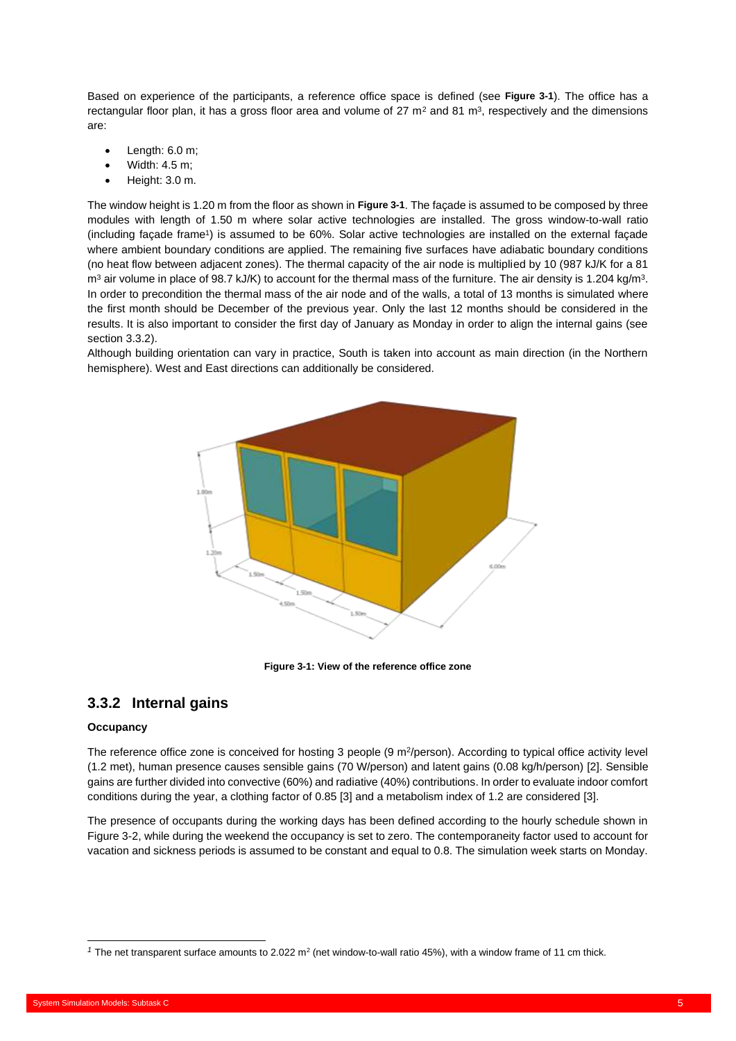Based on experience of the participants, a reference office space is defined (see **Figure 3-1**). The office has a rectangular floor plan, it has a gross floor area and volume of 27 m$^2$ and 81 m$^3$, respectively and the dimensions are:

- Length: 6.0 m;
- Width: 4.5 m;
- Height: 3.0 m.

The window height is 1.20 m from the floor as shown in **Figure 3-1**. The façade is assumed to be composed by three modules with length of 1.50 m where solar active technologies are installed. The gross window-to-wall ratio (including façade frame[1]) is assumed to be 60%. Solar active technologies are installed on the external façade where ambient boundary conditions are applied. The remaining five surfaces have adiabatic boundary conditions (no heat flow between adjacent zones). The thermal capacity of the air node is multiplied by 10 (987 kJ/K for a 81 m$^3$ air volume in place of 98.7 kJ/K) to account for the thermal mass of the furniture. The air density is 1.204 kg/m$^3$. In order to precondition the thermal mass of the air node and of the walls, a total of 13 months is simulated where the first month should be December of the previous year. Only the last 12 months should be considered in the results. It is also important to consider the first day of January as Monday in order to align the internal gains (see section 3.3.2).

Although building orientation can vary in practice, South is taken into account as main direction (in the Northern hemisphere). West and East directions can additionally be considered.

**Figure 3-1: View of the reference office zone**

### 3.3.2 Internal gains

**Occupancy**

The reference office zone is conceived for hosting 3 people (9 m$^2$/person). According to typical office activity level (1.2 met), human presence causes sensible gains (70 W/person) and latent gains (0.08 kg/h/person) [2]. Sensible gains are further divided into convective (60%) and radiative (40%) contributions. In order to evaluate indoor comfort conditions during the year, a clothing factor of 0.85 [3] and a metabolism index of 1.2 are considered [3].

The presence of occupants during the working days has been defined according to the hourly schedule shown in Figure 3-2, while during the weekend the occupancy is set to zero. The contemporaneity factor used to account for vacation and sickness periods is assumed to be constant and equal to 0.8. The simulation week starts on Monday.

[1] The net transparent surface amounts to 2.022 m$^2$ (net window-to-wall ratio 45%), with a window frame of 11 cm thick.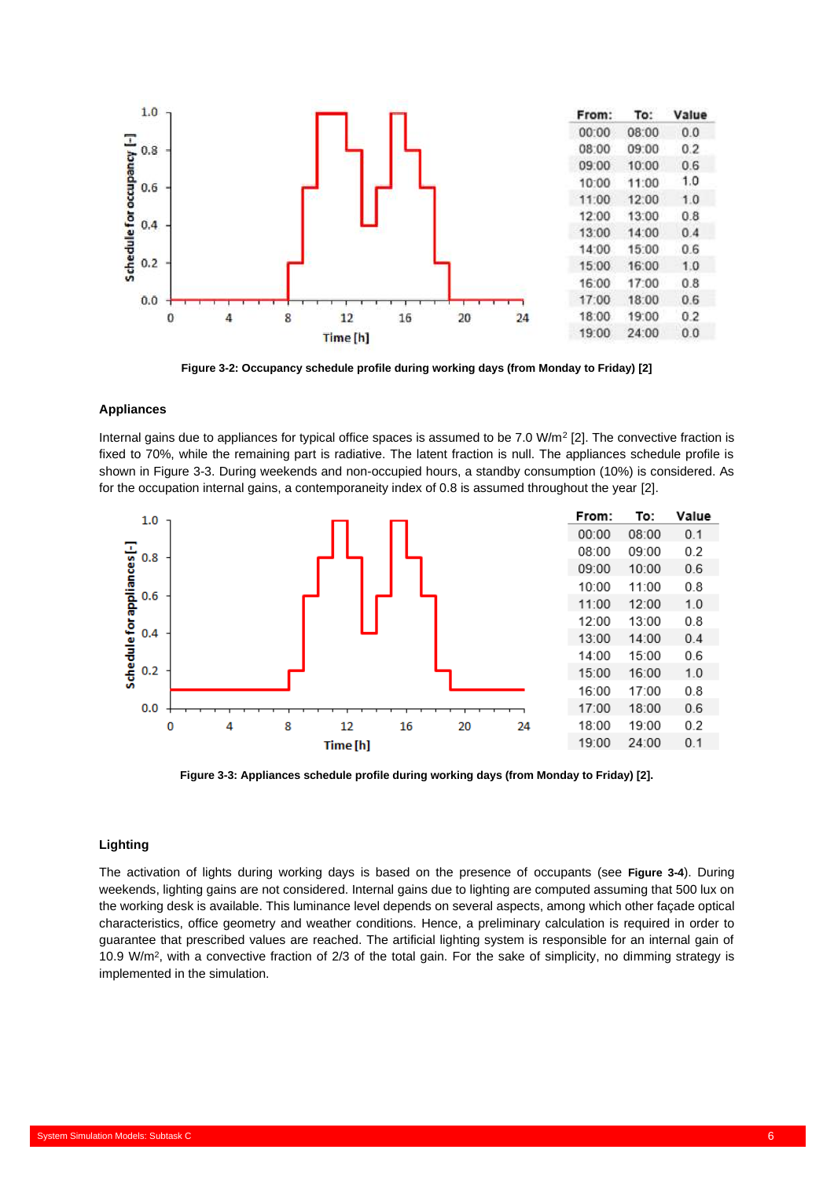| From: | To: | Value |
|---|---|---|
| 00:00 | 08:00 | 0.0 |
| 08:00 | 09:00 | 0.2 |
| 09:00 | 10:00 | 0.6 |
| 10:00 | 11:00 | 1.0 |
| 11:00 | 12:00 | 1.0 |
| 12:00 | 13:00 | 0.8 |
| 13:00 | 14:00 | 0.4 |
| 14:00 | 15:00 | 0.6 |
| 15:00 | 16:00 | 1.0 |
| 16:00 | 17:00 | 0.8 |
| 17:00 | 18:00 | 0.6 |
| 18:00 | 19:00 | 0.2 |
| 19:00 | 24:00 | 0.0 |

**Figure 3-2: Occupancy schedule profile during working days (from Monday to Friday) [2]**

### Appliances

Internal gains due to appliances for typical office spaces is assumed to be 7.0 W/m$^2$ [2]. The convective fraction is fixed to 70%, while the remaining part is radiative. The latent fraction is null. The appliances schedule profile is shown in Figure 3-3. During weekends and non-occupied hours, a standby consumption (10%) is considered. As for the occupation internal gains, a contemporaneity index of 0.8 is assumed throughout the year [2].

| From: | To: | Value |
|---|---|---|
| 00:00 | 08:00 | 0.1 |
| 08:00 | 09:00 | 0.2 |
| 09:00 | 10:00 | 0.6 |
| 10:00 | 11:00 | 0.8 |
| 11:00 | 12:00 | 1.0 |
| 12:00 | 13:00 | 0.8 |
| 13:00 | 14:00 | 0.4 |
| 14:00 | 15:00 | 0.6 |
| 15:00 | 16:00 | 1.0 |
| 16:00 | 17:00 | 0.8 |
| 17:00 | 18:00 | 0.6 |
| 18:00 | 19:00 | 0.2 |
| 19:00 | 24:00 | 0.1 |

**Figure 3-3: Appliances schedule profile during working days (from Monday to Friday) [2].**

### Lighting

The activation of lights during working days is based on the presence of occupants (see **Figure 3-4**). During weekends, lighting gains are not considered. Internal gains due to lighting are computed assuming that 500 lux on the working desk is available. This luminance level depends on several aspects, among which other façade optical characteristics, office geometry and weather conditions. Hence, a preliminary calculation is required in order to guarantee that prescribed values are reached. The artificial lighting system is responsible for an internal gain of 10.9 W/m$^2$, with a convective fraction of 2/3 of the total gain. For the sake of simplicity, no dimming strategy is implemented in the simulation.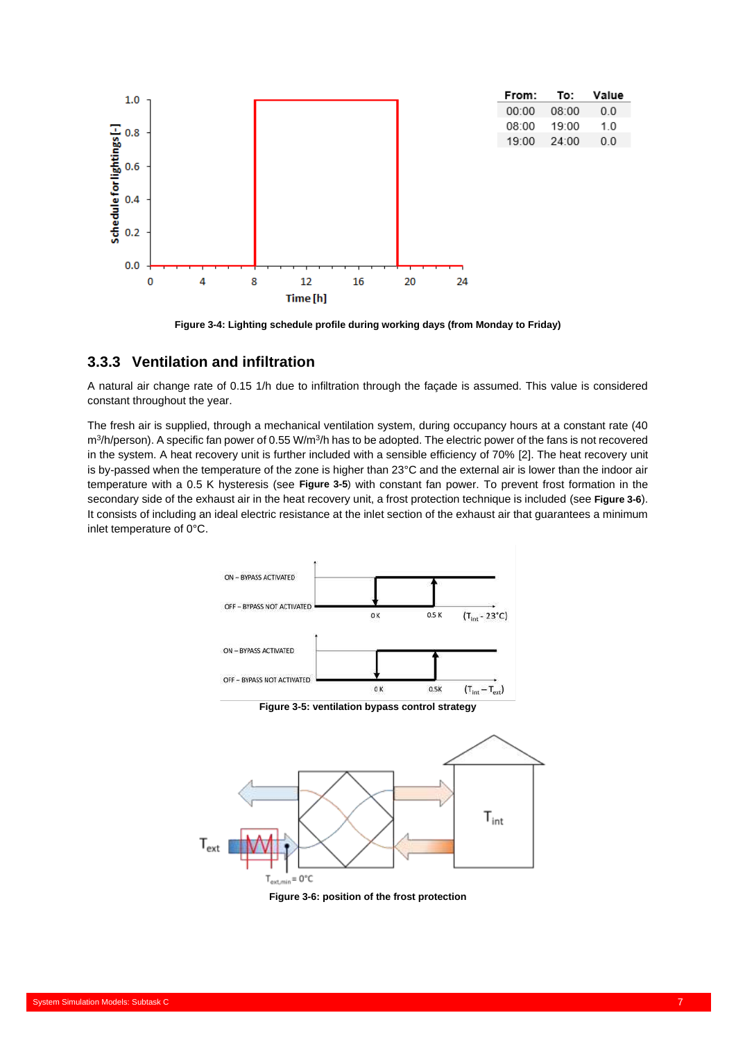| From: | To: | Value |
|---|---|---|
| 00:00 | 08:00 | 0.0 |
| 08:00 | 19:00 | 1.0 |
| 19:00 | 24:00 | 0.0 |

**Figure 3-4: Lighting schedule profile during working days (from Monday to Friday)**

### 3.3.3 Ventilation and infiltration

A natural air change rate of 0.15 1/h due to infiltration through the façade is assumed. This value is considered constant throughout the year.

The fresh air is supplied, through a mechanical ventilation system, during occupancy hours at a constant rate (40 $m^3$/h/person). A specific fan power of 0.55 W/$m^3$/h has to be adopted. The electric power of the fans is not recovered in the system. A heat recovery unit is further included with a sensible efficiency of 70% [2]. The heat recovery unit is by-passed when the temperature of the zone is higher than 23°C and the external air is lower than the indoor air temperature with a 0.5 K hysteresis (see **Figure 3-5**) with constant fan power. To prevent frost formation in the secondary side of the exhaust air in the heat recovery unit, a frost protection technique is included (see **Figure 3-6**). It consists of including an ideal electric resistance at the inlet section of the exhaust air that guarantees a minimum inlet temperature of 0°C.

**Figure 3-5: ventilation bypass control strategy**

**Figure 3-6: position of the frost protection**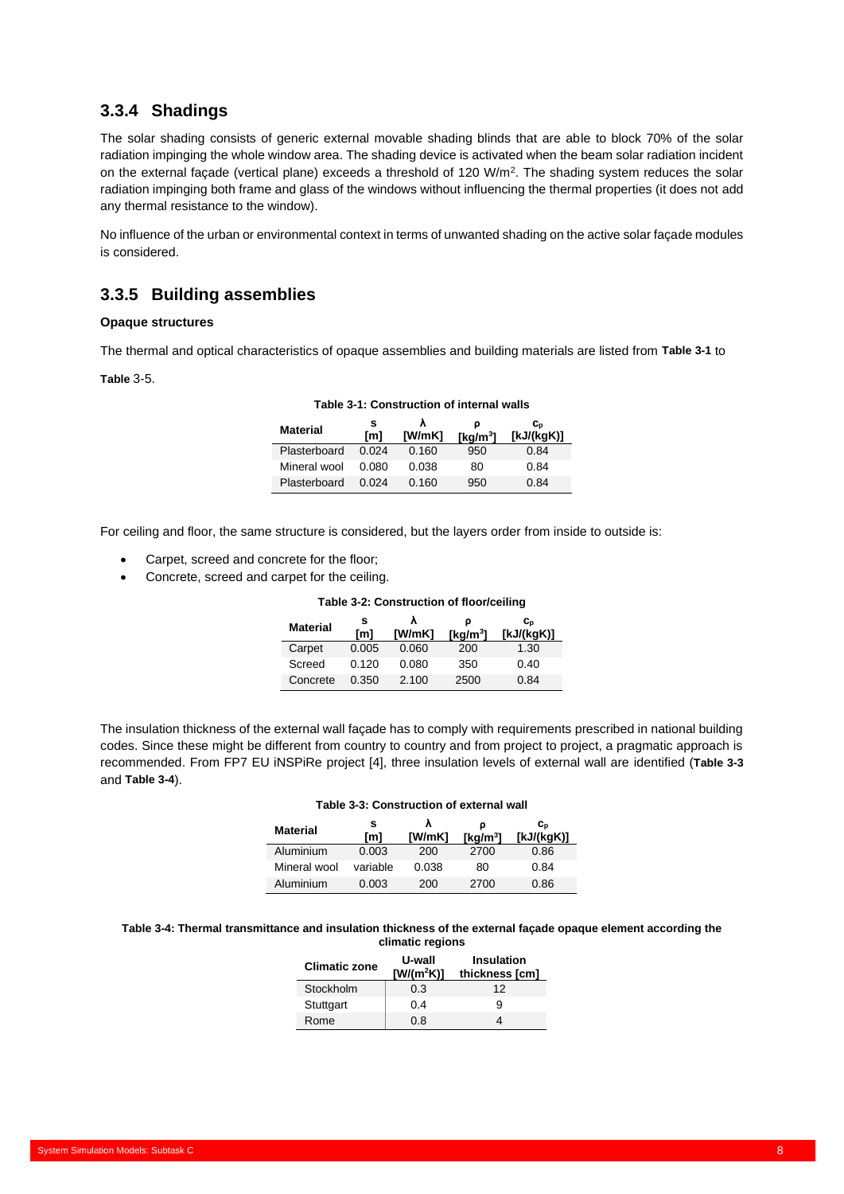### 3.3.4 Shadings

The solar shading consists of generic external movable shading blinds that are able to block 70% of the solar radiation impinging the whole window area. The shading device is activated when the beam solar radiation incident on the external façade (vertical plane) exceeds a threshold of 120 W/m$^2$. The shading system reduces the solar radiation impinging both frame and glass of the windows without influencing the thermal properties (it does not add any thermal resistance to the window).

No influence of the urban or environmental context in terms of unwanted shading on the active solar façade modules is considered.

### 3.3.5 Building assemblies

**Opaque structures**

The thermal and optical characteristics of opaque assemblies and building materials are listed from **Table 3-1** to **Table** 3-5.

**Table 3-1: Construction of internal walls**

| Material | s [m] | λ [W/mK] | ρ [kg/m$^3$] | $c_p$ [kJ/(kgK)] |
|---|---|---|---|---|
| Plasterboard | 0.024 | 0.160 | 950 | 0.84 |
| Mineral wool | 0.080 | 0.038 | 80 | 0.84 |
| Plasterboard | 0.024 | 0.160 | 950 | 0.84 |

For ceiling and floor, the same structure is considered, but the layers order from inside to outside is:

- Carpet, screed and concrete for the floor;
- Concrete, screed and carpet for the ceiling.

**Table 3-2: Construction of floor/ceiling**

| Material | s [m] | λ [W/mK] | ρ [kg/m$^3$] | $c_p$ [kJ/(kgK)] |
|---|---|---|---|---|
| Carpet | 0.005 | 0.060 | 200 | 1.30 |
| Screed | 0.120 | 0.080 | 350 | 0.40 |
| Concrete | 0.350 | 2.100 | 2500 | 0.84 |

The insulation thickness of the external wall façade has to comply with requirements prescribed in national building codes. Since these might be different from country to country and from project to project, a pragmatic approach is recommended. From FP7 EU iNSPiRe project [4], three insulation levels of external wall are identified (**Table 3-3** and **Table 3-4**).

**Table 3-3: Construction of external wall**

| Material | s [m] | λ [W/mK] | ρ [kg/m$^3$] | $c_p$ [kJ/(kgK)] |
|---|---|---|---|---|
| Aluminium | 0.003 | 200 | 2700 | 0.86 |
| Mineral wool | variable | 0.038 | 80 | 0.84 |
| Aluminium | 0.003 | 200 | 2700 | 0.86 |

**Table 3-4: Thermal transmittance and insulation thickness of the external façade opaque element according the climatic regions**

| Climatic zone | U-wall [W/(m$^2$K)] | Insulation thickness [cm] |
|---|---|---|
| Stockholm | 0.3 | 12 |
| Stuttgart | 0.4 | 9 |
| Rome | 0.8 | 4 |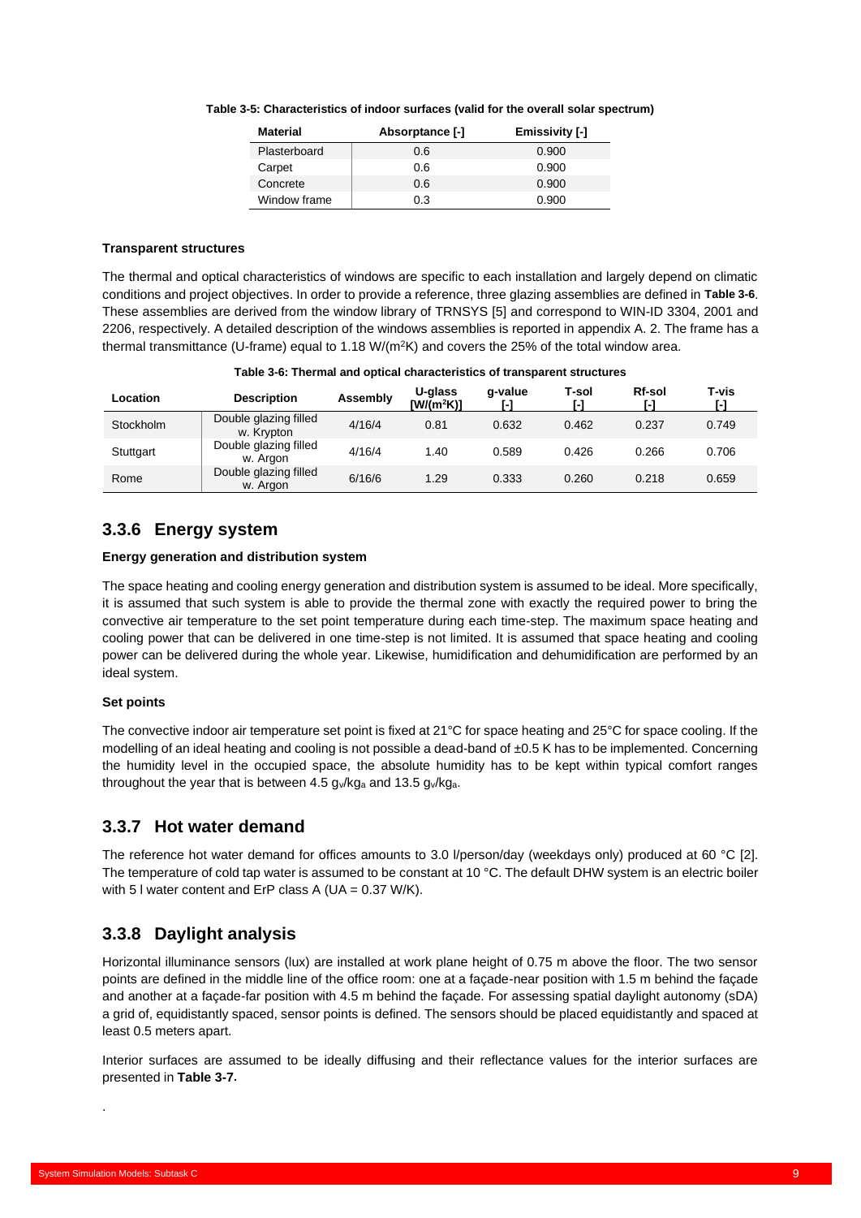Table 3-5: Characteristics of indoor surfaces (valid for the overall solar spectrum)

| Material | Absorptance [-] | Emissivity [-] |
|---|---|---|
| Plasterboard | 0.6 | 0.900 |
| Carpet | 0.6 | 0.900 |
| Concrete | 0.6 | 0.900 |
| Window frame | 0.3 | 0.900 |

**Transparent structures**

The thermal and optical characteristics of windows are specific to each installation and largely depend on climatic conditions and project objectives. In order to provide a reference, three glazing assemblies are defined in **Table 3-6**. These assemblies are derived from the window library of TRNSYS [5] and correspond to WIN-ID 3304, 2001 and 2206, respectively. A detailed description of the windows assemblies is reported in appendix A. 2. The frame has a thermal transmittance (U-frame) equal to 1.18 W/(m²K) and covers the 25% of the total window area.

Table 3-6: Thermal and optical characteristics of transparent structures

| Location | Description | Assembly | U-glass [W/(m²K)] | g-value [-] | T-sol [-] | Rf-sol [-] | T-vis [-] |
|---|---|---|---|---|---|---|---|
| Stockholm | Double glazing filled w. Krypton | 4/16/4 | 0.81 | 0.632 | 0.462 | 0.237 | 0.749 |
| Stuttgart | Double glazing filled w. Argon | 4/16/4 | 1.40 | 0.589 | 0.426 | 0.266 | 0.706 |
| Rome | Double glazing filled w. Argon | 6/16/6 | 1.29 | 0.333 | 0.260 | 0.218 | 0.659 |

## 3.3.6 Energy system

**Energy generation and distribution system**

The space heating and cooling energy generation and distribution system is assumed to be ideal. More specifically, it is assumed that such system is able to provide the thermal zone with exactly the required power to bring the convective air temperature to the set point temperature during each time-step. The maximum space heating and cooling power that can be delivered in one time-step is not limited. It is assumed that space heating and cooling power can be delivered during the whole year. Likewise, humidification and dehumidification are performed by an ideal system.

**Set points**

The convective indoor air temperature set point is fixed at 21°C for space heating and 25°C for space cooling. If the modelling of an ideal heating and cooling is not possible a dead-band of ±0.5 K has to be implemented. Concerning the humidity level in the occupied space, the absolute humidity has to be kept within typical comfort ranges throughout the year that is between 4.5 $g_v/kg_a$ and 13.5 $g_v/kg_a$.

## 3.3.7 Hot water demand

The reference hot water demand for offices amounts to 3.0 l/person/day (weekdays only) produced at 60 °C [2]. The temperature of cold tap water is assumed to be constant at 10 °C. The default DHW system is an electric boiler with 5 l water content and ErP class A (UA = 0.37 W/K).

## 3.3.8 Daylight analysis

Horizontal illuminance sensors (lux) are installed at work plane height of 0.75 m above the floor. The two sensor points are defined in the middle line of the office room: one at a façade-near position with 1.5 m behind the façade and another at a façade-far position with 4.5 m behind the façade. For assessing spatial daylight autonomy (sDA) a grid of, equidistantly spaced, sensor points is defined. The sensors should be placed equidistantly and spaced at least 0.5 meters apart.

Interior surfaces are assumed to be ideally diffusing and their reflectance values for the interior surfaces are presented in **Table 3-7.**

.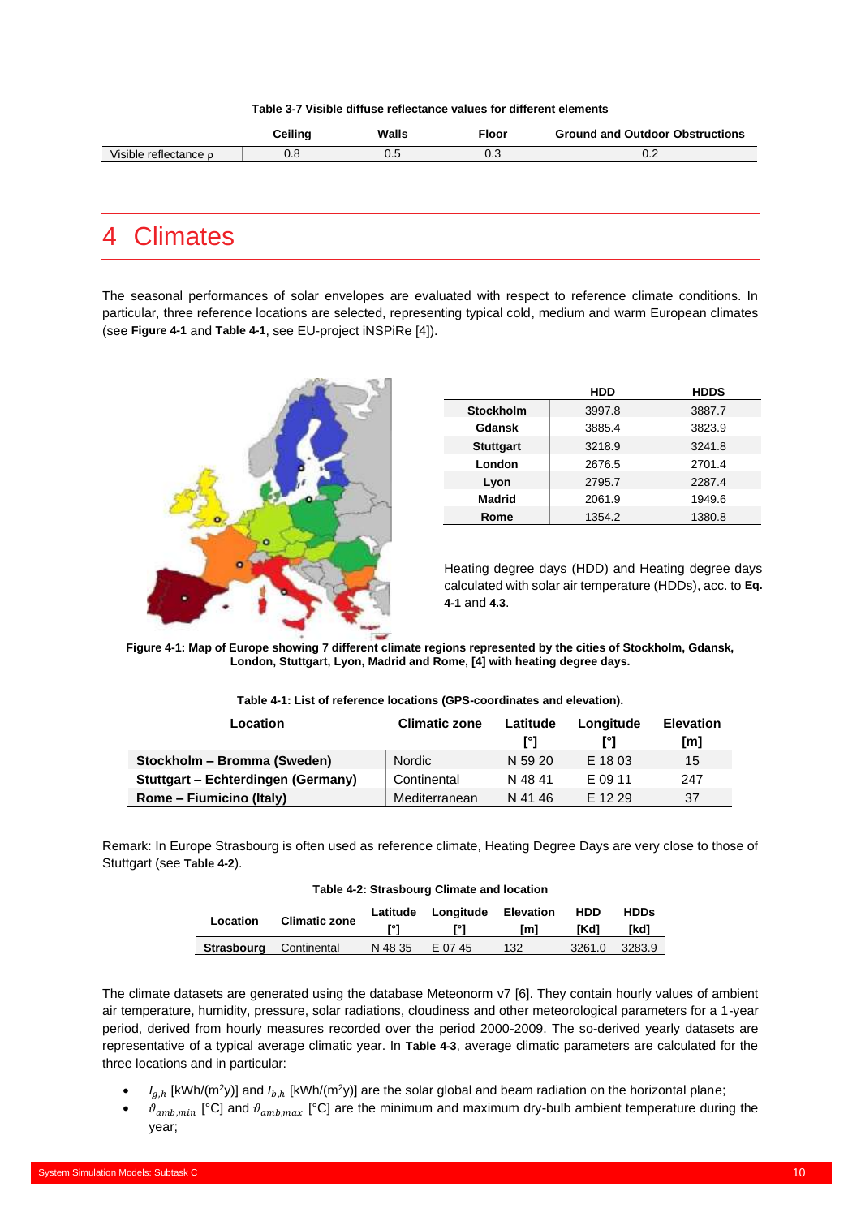Table 3-7 Visible diffuse reflectance values for different elements

| | Ceiling | Walls | Floor | Ground and Outdoor Obstructions |
|---|---|---|---|---|
| Visible reflectance ρ | 0.8 | 0.5 | 0.3 | 0.2 |

# 4 Climates

The seasonal performances of solar envelopes are evaluated with respect to reference climate conditions. In particular, three reference locations are selected, representing typical cold, medium and warm European climates (see **Figure 4-1** and **Table 4-1**, see EU-project iNSPiRe [4]).

| | HDD | HDDS |
|---|---|---|
| **Stockholm** | 3997.8 | 3887.7 |
| **Gdansk** | 3885.4 | 3823.9 |
| **Stuttgart** | 3218.9 | 3241.8 |
| **London** | 2676.5 | 2701.4 |
| **Lyon** | 2795.7 | 2287.4 |
| **Madrid** | 2061.9 | 1949.6 |
| **Rome** | 1354.2 | 1380.8 |

Heating degree days (HDD) and Heating degree days calculated with solar air temperature (HDDs), acc. to **Eq. 4-1** and **4.3**.

**Figure 4-1: Map of Europe showing 7 different climate regions represented by the cities of Stockholm, Gdansk, London, Stuttgart, Lyon, Madrid and Rome, [4] with heating degree days.**

**Table 4-1: List of reference locations (GPS-coordinates and elevation).**

| Location | Climatic zone | Latitude [°] | Longitude [°] | Elevation [m] |
|---|---|---|---|---|
| **Stockholm – Bromma (Sweden)** | Nordic | N 59 20 | E 18 03 | 15 |
| **Stuttgart – Echterdingen (Germany)** | Continental | N 48 41 | E 09 11 | 247 |
| **Rome – Fiumicino (Italy)** | Mediterranean | N 41 46 | E 12 29 | 37 |

Remark: In Europe Strasbourg is often used as reference climate, Heating Degree Days are very close to those of Stuttgart (see **Table 4-2**).

**Table 4-2: Strasbourg Climate and location**

| Location | Climatic zone | Latitude [°] | Longitude [°] | Elevation [m] | HDD [Kd] | HDDs [kd] |
|---|---|---|---|---|---|---|
| **Strasbourg** | Continental | N 48 35 | E 07 45 | 132 | 3261.0 | 3283.9 |

The climate datasets are generated using the database Meteonorm v7 [6]. They contain hourly values of ambient air temperature, humidity, pressure, solar radiations, cloudiness and other meteorological parameters for a 1-year period, derived from hourly measures recorded over the period 2000-2009. The so-derived yearly datasets are representative of a typical average climatic year. In **Table 4-3**, average climatic parameters are calculated for the three locations and in particular:

- $I_{g,h}$ [kWh/(m$^2$y)] and $I_{b,h}$ [kWh/(m$^2$y)] are the solar global and beam radiation on the horizontal plane;
- $\vartheta_{amb,min}$ [°C] and $\vartheta_{amb,max}$ [°C] are the minimum and maximum dry-bulb ambient temperature during the year;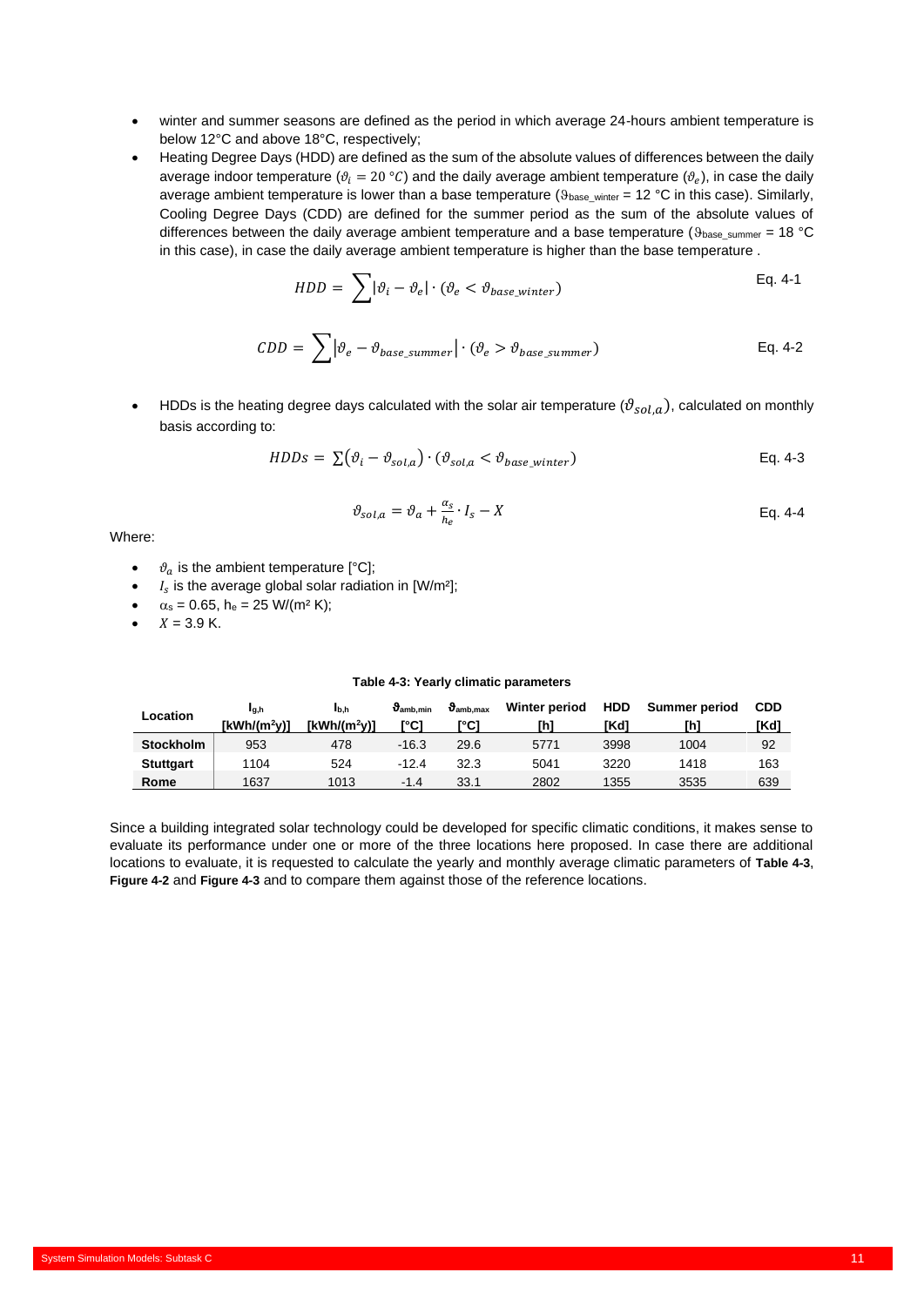- winter and summer seasons are defined as the period in which average 24-hours ambient temperature is below 12°C and above 18°C, respectively;
- Heating Degree Days (HDD) are defined as the sum of the absolute values of differences between the daily average indoor temperature ($\vartheta_i = 20\ °C$) and the daily average ambient temperature ($\vartheta_e$), in case the daily average ambient temperature is lower than a base temperature ($\vartheta_{base\_winter}$ = 12 °C in this case). Similarly, Cooling Degree Days (CDD) are defined for the summer period as the sum of the absolute values of differences between the daily average ambient temperature and a base temperature ($\vartheta_{base\_summer}$ = 18 °C in this case), in case the daily average ambient temperature is higher than the base temperature .

$$HDD = \sum |\vartheta_i - \vartheta_e| \cdot (\vartheta_e < \vartheta_{base\_winter}) \qquad \text{Eq. 4-1}$$

$$CDD = \sum |\vartheta_e - \vartheta_{base\_summer}| \cdot (\vartheta_e > \vartheta_{base\_summer}) \qquad \text{Eq. 4-2}$$

- HDDs is the heating degree days calculated with the solar air temperature ($\vartheta_{sol,a}$), calculated on monthly basis according to:

$$HDDs = \sum(\vartheta_i - \vartheta_{sol,a}) \cdot (\vartheta_{sol,a} < \vartheta_{base\_winter}) \qquad \text{Eq. 4-3}$$

$$\vartheta_{sol,a} = \vartheta_a + \frac{\alpha_s}{h_e} \cdot I_s - X \qquad \text{Eq. 4-4}$$

Where:

- $\vartheta_a$ is the ambient temperature [°C];
- $I_s$ is the average global solar radiation in [W/m²];
- $\alpha_s$ = 0.65, $h_e$ = 25 W/(m² K);
- $X$ = 3.9 K.

**Table 4-3: Yearly climatic parameters**

| Location | $I_{g,h}$ [kWh/(m²y)] | $I_{b,h}$ [kWh/(m²y)] | $\vartheta_{amb,min}$ [°C] | $\vartheta_{amb,max}$ [°C] | Winter period [h] | HDD [Kd] | Summer period [h] | CDD [Kd] |
|---|---|---|---|---|---|---|---|---|
| **Stockholm** | 953 | 478 | -16.3 | 29.6 | 5771 | 3998 | 1004 | 92 |
| **Stuttgart** | 1104 | 524 | -12.4 | 32.3 | 5041 | 3220 | 1418 | 163 |
| **Rome** | 1637 | 1013 | -1.4 | 33.1 | 2802 | 1355 | 3535 | 639 |

Since a building integrated solar technology could be developed for specific climatic conditions, it makes sense to evaluate its performance under one or more of the three locations here proposed. In case there are additional locations to evaluate, it is requested to calculate the yearly and monthly average climatic parameters of **Table 4-3**, **Figure 4-2** and **Figure 4-3** and to compare them against those of the reference locations.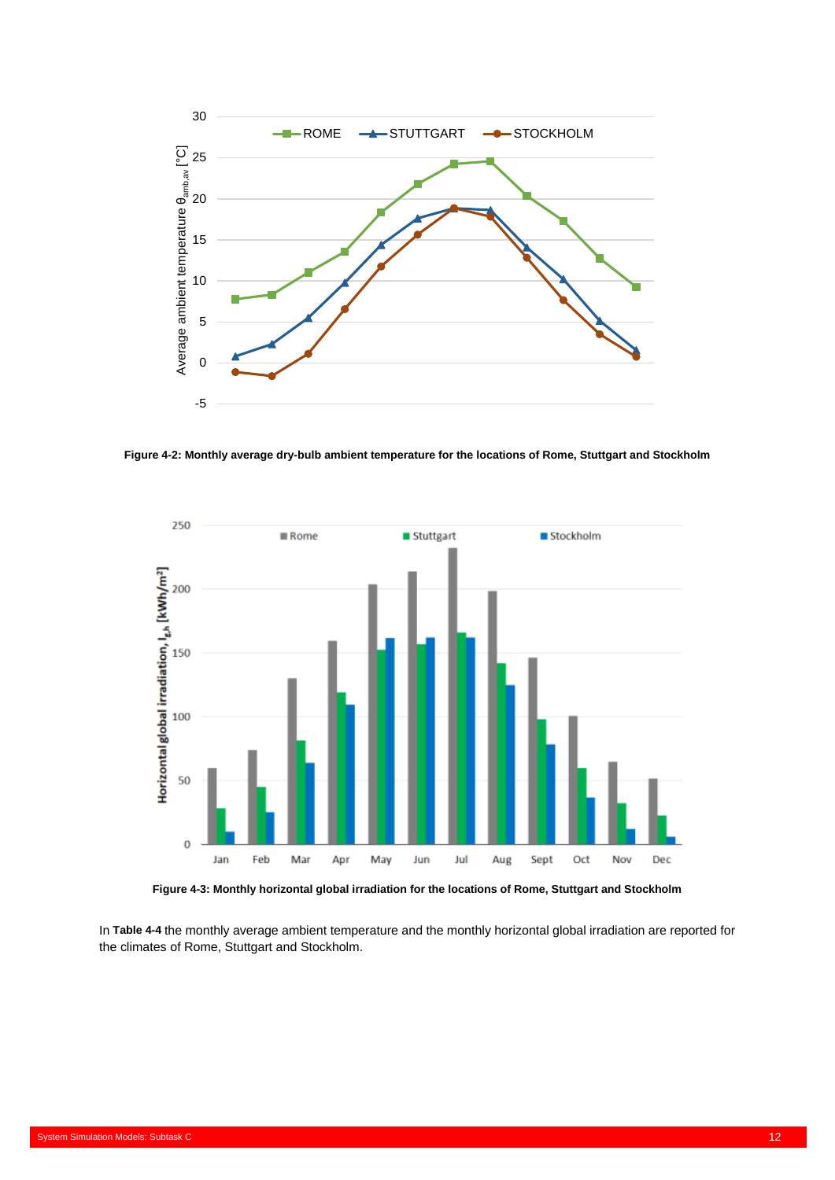**Figure 4-2: Monthly average dry-bulb ambient temperature for the locations of Rome, Stuttgart and Stockholm**

**Figure 4-3: Monthly horizontal global irradiation for the locations of Rome, Stuttgart and Stockholm**

In **Table 4-4** the monthly average ambient temperature and the monthly horizontal global irradiation are reported for the climates of Rome, Stuttgart and Stockholm.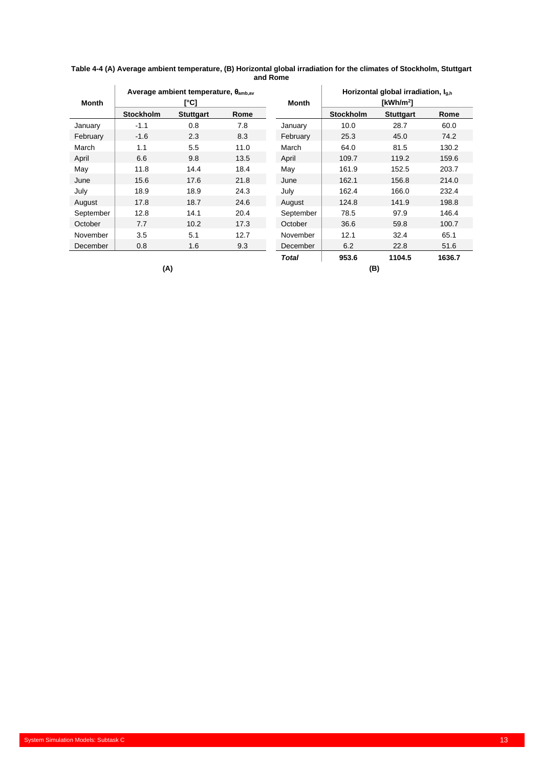**Table 4-4 (A) Average ambient temperature, (B) Horizontal global irradiation for the climates of Stockholm, Stuttgart and Rome**

| Month | Average ambient temperature, $\theta_{amb,av}$ [°C] | | |
|---|---|---|---|
| | Stockholm | Stuttgart | Rome |
| January | -1.1 | 0.8 | 7.8 |
| February | -1.6 | 2.3 | 8.3 |
| March | 1.1 | 5.5 | 11.0 |
| April | 6.6 | 9.8 | 13.5 |
| May | 11.8 | 14.4 | 18.4 |
| June | 15.6 | 17.6 | 21.8 |
| July | 18.9 | 18.9 | 24.3 |
| August | 17.8 | 18.7 | 24.6 |
| September | 12.8 | 14.1 | 20.4 |
| October | 7.7 | 10.2 | 17.3 |
| November | 3.5 | 5.1 | 12.7 |
| December | 0.8 | 1.6 | 9.3 |

**(A)**

| Month | Horizontal global irradiation, $I_{g,h}$ [kWh/m²] | | |
|---|---|---|---|
| | Stockholm | Stuttgart | Rome |
| January | 10.0 | 28.7 | 60.0 |
| February | 25.3 | 45.0 | 74.2 |
| March | 64.0 | 81.5 | 130.2 |
| April | 109.7 | 119.2 | 159.6 |
| May | 161.9 | 152.5 | 203.7 |
| June | 162.1 | 156.8 | 214.0 |
| July | 162.4 | 166.0 | 232.4 |
| August | 124.8 | 141.9 | 198.8 |
| September | 78.5 | 97.9 | 146.4 |
| October | 36.6 | 59.8 | 100.7 |
| November | 12.1 | 32.4 | 65.1 |
| December | 6.2 | 22.8 | 51.6 |
| ***Total*** | **953.6** | **1104.5** | **1636.7** |

**(B)**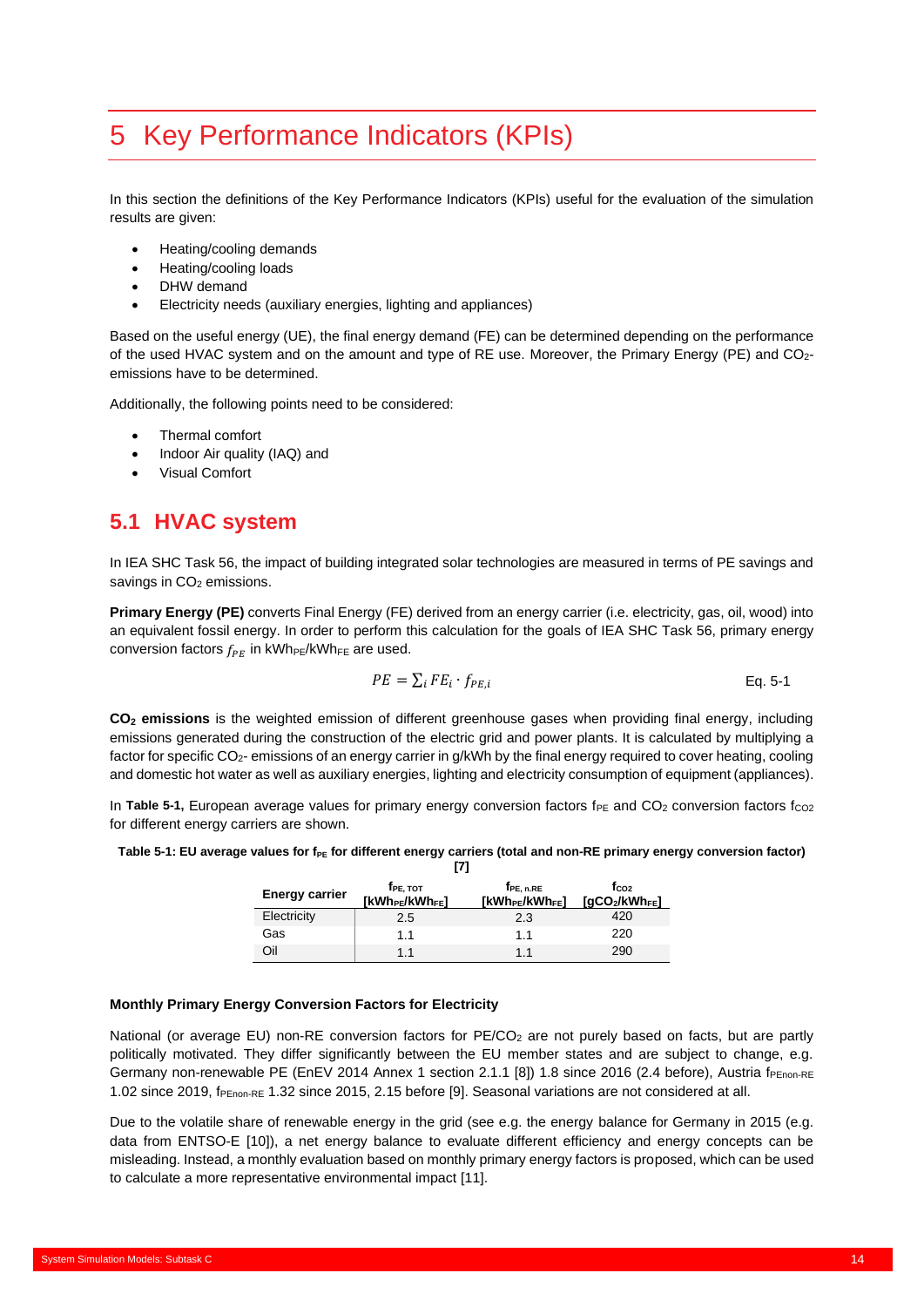# 5 Key Performance Indicators (KPIs)

In this section the definitions of the Key Performance Indicators (KPIs) useful for the evaluation of the simulation results are given:

- Heating/cooling demands
- Heating/cooling loads
- DHW demand
- Electricity needs (auxiliary energies, lighting and appliances)

Based on the useful energy (UE), the final energy demand (FE) can be determined depending on the performance of the used HVAC system and on the amount and type of RE use. Moreover, the Primary Energy (PE) and $CO_2$-emissions have to be determined.

Additionally, the following points need to be considered:

- Thermal comfort
- Indoor Air quality (IAQ) and
- Visual Comfort

## 5.1 HVAC system

In IEA SHC Task 56, the impact of building integrated solar technologies are measured in terms of PE savings and savings in $CO_2$ emissions.

**Primary Energy (PE)** converts Final Energy (FE) derived from an energy carrier (i.e. electricity, gas, oil, wood) into an equivalent fossil energy. In order to perform this calculation for the goals of IEA SHC Task 56, primary energy conversion factors $f_{PE}$ in $kWh_{PE}/kWh_{FE}$ are used.

$$PE = \sum_i FE_i \cdot f_{PE,i} \qquad \text{Eq. 5-1}$$

**$CO_2$ emissions** is the weighted emission of different greenhouse gases when providing final energy, including emissions generated during the construction of the electric grid and power plants. It is calculated by multiplying a factor for specific $CO_2$- emissions of an energy carrier in g/kWh by the final energy required to cover heating, cooling and domestic hot water as well as auxiliary energies, lighting and electricity consumption of equipment (appliances).

In **Table 5-1,** European average values for primary energy conversion factors $f_{PE}$ and $CO_2$ conversion factors $f_{CO2}$ for different energy carriers are shown.

**Table 5-1: EU average values for $f_{PE}$ for different energy carriers (total and non-RE primary energy conversion factor) [7]**

| Energy carrier | $f_{PE,\,TOT}$ [$kWh_{PE}/kWh_{FE}$] | $f_{PE,\,n.RE}$ [$kWh_{PE}/kWh_{FE}$] | $f_{CO2}$ [$gCO_2/kWh_{FE}$] |
|---|---|---|---|
| Electricity | 2.5 | 2.3 | 420 |
| Gas | 1.1 | 1.1 | 220 |
| Oil | 1.1 | 1.1 | 290 |

**Monthly Primary Energy Conversion Factors for Electricity**

National (or average EU) non-RE conversion factors for PE/$CO_2$ are not purely based on facts, but are partly politically motivated. They differ significantly between the EU member states and are subject to change, e.g. Germany non-renewable PE (EnEV 2014 Annex 1 section 2.1.1 [8]) 1.8 since 2016 (2.4 before), Austria $f_{PEnon\text{-}RE}$ 1.02 since 2019, $f_{PEnon\text{-}RE}$ 1.32 since 2015, 2.15 before [9]. Seasonal variations are not considered at all.

Due to the volatile share of renewable energy in the grid (see e.g. the energy balance for Germany in 2015 (e.g. data from ENTSO-E [10]), a net energy balance to evaluate different efficiency and energy concepts can be misleading. Instead, a monthly evaluation based on monthly primary energy factors is proposed, which can be used to calculate a more representative environmental impact [11].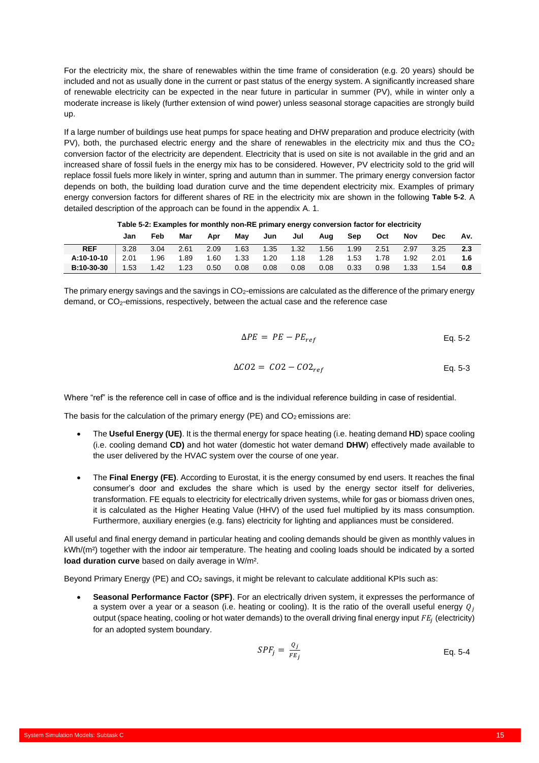For the electricity mix, the share of renewables within the time frame of consideration (e.g. 20 years) should be included and not as usually done in the current or past status of the energy system. A significantly increased share of renewable electricity can be expected in the near future in particular in summer (PV), while in winter only a moderate increase is likely (further extension of wind power) unless seasonal storage capacities are strongly build up.

If a large number of buildings use heat pumps for space heating and DHW preparation and produce electricity (with PV), both, the purchased electric energy and the share of renewables in the electricity mix and thus the $CO_2$ conversion factor of the electricity are dependent. Electricity that is used on site is not available in the grid and an increased share of fossil fuels in the energy mix has to be considered. However, PV electricity sold to the grid will replace fossil fuels more likely in winter, spring and autumn than in summer. The primary energy conversion factor depends on both, the building load duration curve and the time dependent electricity mix. Examples of primary energy conversion factors for different shares of RE in the electricity mix are shown in the following **Table 5-2**. A detailed description of the approach can be found in the appendix A. 1.

**Table 5-2: Examples for monthly non-RE primary energy conversion factor for electricity**

| | Jan | Feb | Mar | Apr | May | Jun | Jul | Aug | Sep | Oct | Nov | Dec | Av. |
|---|---|---|---|---|---|---|---|---|---|---|---|---|---|
| **REF** | 3.28 | 3.04 | 2.61 | 2.09 | 1.63 | 1.35 | 1.32 | 1.56 | 1.99 | 2.51 | 2.97 | 3.25 | **2.3** |
| **A:10-10-10** | 2.01 | 1.96 | 1.89 | 1.60 | 1.33 | 1.20 | 1.18 | 1.28 | 1.53 | 1.78 | 1.92 | 2.01 | **1.6** |
| **B:10-30-30** | 1.53 | 1.42 | 1.23 | 0.50 | 0.08 | 0.08 | 0.08 | 0.08 | 0.33 | 0.98 | 1.33 | 1.54 | **0.8** |

The primary energy savings and the savings in $CO_2$-emissions are calculated as the difference of the primary energy demand, or $CO_2$-emissions, respectively, between the actual case and the reference case

$$\Delta PE = PE - PE_{ref} \quad \text{Eq. 5-2}$$

$$\Delta CO2 = CO2 - CO2_{ref} \quad \text{Eq. 5-3}$$

Where "ref" is the reference cell in case of office and is the individual reference building in case of residential.

The basis for the calculation of the primary energy (PE) and $CO_2$ emissions are:

- The **Useful Energy (UE)**. It is the thermal energy for space heating (i.e. heating demand **HD**) space cooling (i.e. cooling demand **CD)** and hot water (domestic hot water demand **DHW**) effectively made available to the user delivered by the HVAC system over the course of one year.

- The **Final Energy (FE)**. According to Eurostat, it is the energy consumed by end users. It reaches the final consumer's door and excludes the share which is used by the energy sector itself for deliveries, transformation. FE equals to electricity for electrically driven systems, while for gas or biomass driven ones, it is calculated as the Higher Heating Value (HHV) of the used fuel multiplied by its mass consumption. Furthermore, auxiliary energies (e.g. fans) electricity for lighting and appliances must be considered.

All useful and final energy demand in particular heating and cooling demands should be given as monthly values in kWh/(m²) together with the indoor air temperature. The heating and cooling loads should be indicated by a sorted **load duration curve** based on daily average in W/m².

Beyond Primary Energy (PE) and $CO_2$ savings, it might be relevant to calculate additional KPIs such as:

- **Seasonal Performance Factor (SPF)**. For an electrically driven system, it expresses the performance of a system over a year or a season (i.e. heating or cooling). It is the ratio of the overall useful energy $Q_j$ output (space heating, cooling or hot water demands) to the overall driving final energy input $FE_j$ (electricity) for an adopted system boundary.

$$SPF_j = \frac{Q_j}{FE_j} \quad \text{Eq. 5-4}$$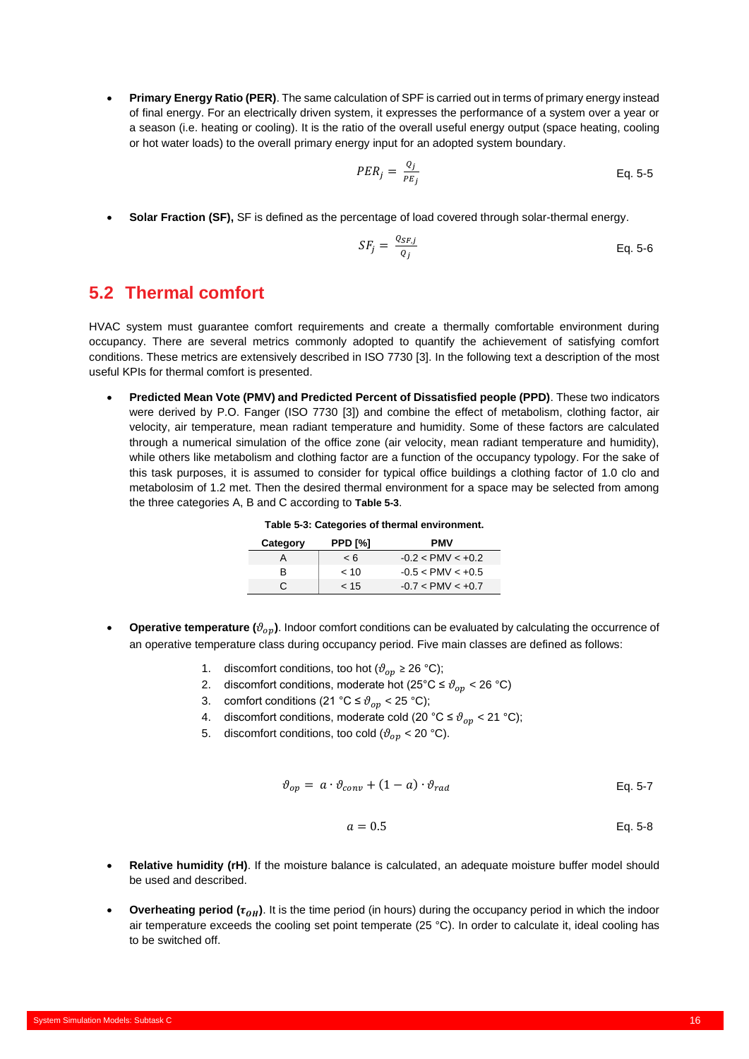- **Primary Energy Ratio (PER)**. The same calculation of SPF is carried out in terms of primary energy instead of final energy. For an electrically driven system, it expresses the performance of a system over a year or a season (i.e. heating or cooling). It is the ratio of the overall useful energy output (space heating, cooling or hot water loads) to the overall primary energy input for an adopted system boundary.

$$PER_j = \frac{Q_j}{PE_j} \tag{Eq. 5-5}$$

- **Solar Fraction (SF),** SF is defined as the percentage of load covered through solar-thermal energy.

$$SF_j = \frac{Q_{SF,j}}{Q_j} \tag{Eq. 5-6}$$

## 5.2 Thermal comfort

HVAC system must guarantee comfort requirements and create a thermally comfortable environment during occupancy. There are several metrics commonly adopted to quantify the achievement of satisfying comfort conditions. These metrics are extensively described in ISO 7730 [3]. In the following text a description of the most useful KPIs for thermal comfort is presented.

- **Predicted Mean Vote (PMV) and Predicted Percent of Dissatisfied people (PPD)**. These two indicators were derived by P.O. Fanger (ISO 7730 [3]) and combine the effect of metabolism, clothing factor, air velocity, air temperature, mean radiant temperature and humidity. Some of these factors are calculated through a numerical simulation of the office zone (air velocity, mean radiant temperature and humidity), while others like metabolism and clothing factor are a function of the occupancy typology. For the sake of this task purposes, it is assumed to consider for typical office buildings a clothing factor of 1.0 clo and metabolosim of 1.2 met. Then the desired thermal environment for a space may be selected from among the three categories A, B and C according to **Table 5-3**.

**Table 5-3: Categories of thermal environment.**

| Category | PPD [%] | PMV |
|---|---|---|
| A | < 6 | -0.2 < PMV < +0.2 |
| B | < 10 | -0.5 < PMV < +0.5 |
| C | < 15 | -0.7 < PMV < +0.7 |

- **Operative temperature ($\vartheta_{op}$)**. Indoor comfort conditions can be evaluated by calculating the occurrence of an operative temperature class during occupancy period. Five main classes are defined as follows:

  1. discomfort conditions, too hot ($\vartheta_{op}$ ≥ 26 °C);
  2. discomfort conditions, moderate hot (25°C ≤ $\vartheta_{op}$ < 26 °C)
  3. comfort conditions (21 °C ≤ $\vartheta_{op}$ < 25 °C);
  4. discomfort conditions, moderate cold (20 °C ≤ $\vartheta_{op}$ < 21 °C);
  5. discomfort conditions, too cold ($\vartheta_{op}$ < 20 °C).

$$\vartheta_{op} = a \cdot \vartheta_{conv} + (1 - a) \cdot \vartheta_{rad} \tag{Eq. 5-7}$$

$$a = 0.5 \tag{Eq. 5-8}$$

- **Relative humidity (rH)**. If the moisture balance is calculated, an adequate moisture buffer model should be used and described.

- **Overheating period ($\tau_{OH}$)**. It is the time period (in hours) during the occupancy period in which the indoor air temperature exceeds the cooling set point temperate (25 °C). In order to calculate it, ideal cooling has to be switched off.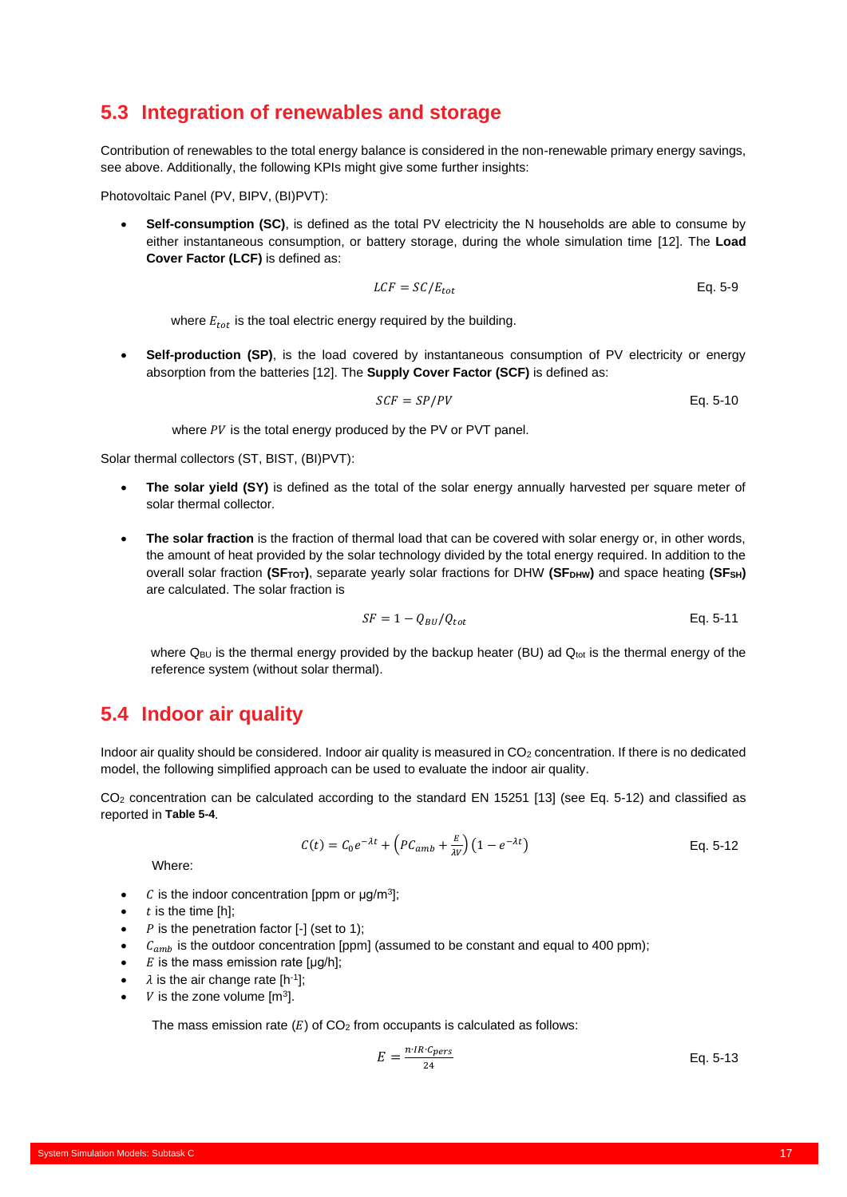## 5.3 Integration of renewables and storage

Contribution of renewables to the total energy balance is considered in the non-renewable primary energy savings, see above. Additionally, the following KPIs might give some further insights:

Photovoltaic Panel (PV, BIPV, (BI)PVT):

- **Self-consumption (SC)**, is defined as the total PV electricity the N households are able to consume by either instantaneous consumption, or battery storage, during the whole simulation time [12]. The **Load Cover Factor (LCF)** is defined as:

$$LCF = SC/E_{tot} \quad \text{Eq. 5-9}$$

where $E_{tot}$ is the toal electric energy required by the building.

- **Self-production (SP)**, is the load covered by instantaneous consumption of PV electricity or energy absorption from the batteries [12]. The **Supply Cover Factor (SCF)** is defined as:

$$SCF = SP/PV \quad \text{Eq. 5-10}$$

where $PV$ is the total energy produced by the PV or PVT panel.

Solar thermal collectors (ST, BIST, (BI)PVT):

- **The solar yield (SY)** is defined as the total of the solar energy annually harvested per square meter of solar thermal collector.

- **The solar fraction** is the fraction of thermal load that can be covered with solar energy or, in other words, the amount of heat provided by the solar technology divided by the total energy required. In addition to the overall solar fraction **($SF_{TOT}$)**, separate yearly solar fractions for DHW **($SF_{DHW}$)** and space heating **($SF_{SH}$)** are calculated. The solar fraction is

$$SF = 1 - Q_{BU}/Q_{tot} \quad \text{Eq. 5-11}$$

where $Q_{BU}$ is the thermal energy provided by the backup heater (BU) ad $Q_{tot}$ is the thermal energy of the reference system (without solar thermal).

## 5.4 Indoor air quality

Indoor air quality should be considered. Indoor air quality is measured in $CO_2$ concentration. If there is no dedicated model, the following simplified approach can be used to evaluate the indoor air quality.

$CO_2$ concentration can be calculated according to the standard EN 15251 [13] (see Eq. 5-12) and classified as reported in **Table 5-4**.

$$C(t) = C_0 e^{-\lambda t} + \left(PC_{amb} + \frac{E}{\lambda V}\right)\left(1 - e^{-\lambda t}\right) \quad \text{Eq. 5-12}$$

Where:

- $C$ is the indoor concentration [ppm or μg/m³];
- $t$ is the time [h];
- $P$ is the penetration factor [-] (set to 1);
- $C_{amb}$ is the outdoor concentration [ppm] (assumed to be constant and equal to 400 ppm);
- $E$ is the mass emission rate [μg/h];
- $\lambda$ is the air change rate [h⁻¹];
- $V$ is the zone volume [m³].

The mass emission rate ($E$) of $CO_2$ from occupants is calculated as follows:

$$E = \frac{n \cdot IR \cdot C_{pers}}{24} \quad \text{Eq. 5-13}$$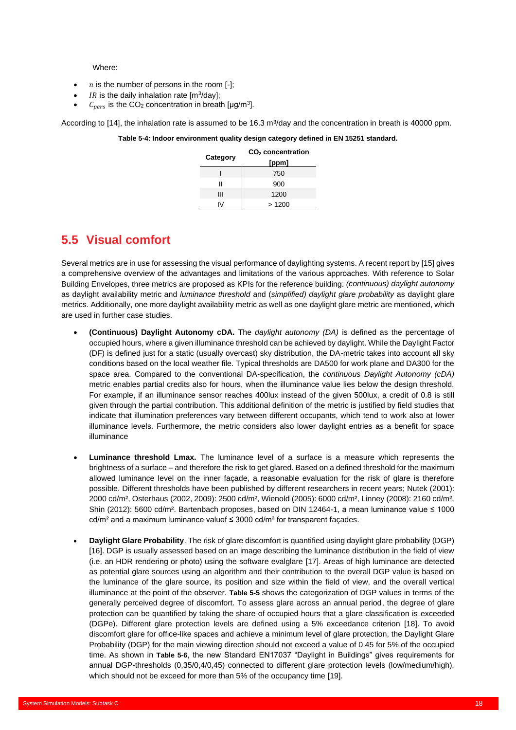Where:

- $n$ is the number of persons in the room [-];
- $IR$ is the daily inhalation rate [m$^3$/day];
- $C_{pers}$ is the $CO_2$ concentration in breath [μg/m$^3$].

According to [14], the inhalation rate is assumed to be 16.3 m$^3$/day and the concentration in breath is 40000 ppm.

**Table 5-4: Indoor environment quality design category defined in EN 15251 standard.**

| Category | $CO_2$ concentration [ppm] |
|---|---|
| I | 750 |
| II | 900 |
| III | 1200 |
| IV | > 1200 |

## 5.5 Visual comfort

Several metrics are in use for assessing the visual performance of daylighting systems. A recent report by [15] gives a comprehensive overview of the advantages and limitations of the various approaches. With reference to Solar Building Envelopes, three metrics are proposed as KPIs for the reference building: *(continuous) daylight autonomy* as daylight availability metric and *luminance threshold* and (*simplified) daylight glare probability* as daylight glare metrics. Additionally, one more daylight availability metric as well as one daylight glare metric are mentioned, which are used in further case studies.

- **(Continuous) Daylight Autonomy cDA.** The *daylight autonomy (DA)* is defined as the percentage of occupied hours, where a given illuminance threshold can be achieved by daylight. While the Daylight Factor (DF) is defined just for a static (usually overcast) sky distribution, the DA-metric takes into account all sky conditions based on the local weather file. Typical thresholds are DA500 for work plane and DA300 for the space area. Compared to the conventional DA-specification, the *continuous Daylight Autonomy (cDA)* metric enables partial credits also for hours, when the illuminance value lies below the design threshold. For example, if an illuminance sensor reaches 400lux instead of the given 500lux, a credit of 0.8 is still given through the partial contribution. This additional definition of the metric is justified by field studies that indicate that illumination preferences vary between different occupants, which tend to work also at lower illuminance levels. Furthermore, the metric considers also lower daylight entries as a benefit for space illuminance

- **Luminance threshold Lmax.** The luminance level of a surface is a measure which represents the brightness of a surface – and therefore the risk to get glared. Based on a defined threshold for the maximum allowed luminance level on the inner façade, a reasonable evaluation for the risk of glare is therefore possible. Different thresholds have been published by different researchers in recent years; Nutek (2001): 2000 cd/m², Osterhaus (2002, 2009): 2500 cd/m², Wienold (2005): 6000 cd/m², Linney (2008): 2160 cd/m², Shin (2012): 5600 cd/m². Bartenbach proposes, based on DIN 12464-1, a mean luminance value ≤ 1000 cd/m² and a maximum luminance valuef ≤ 3000 cd/m² for transparent façades.

- **Daylight Glare Probability**. The risk of glare discomfort is quantified using daylight glare probability (DGP) [16]. DGP is usually assessed based on an image describing the luminance distribution in the field of view (i.e. an HDR rendering or photo) using the software evalglare [17]. Areas of high luminance are detected as potential glare sources using an algorithm and their contribution to the overall DGP value is based on the luminance of the glare source, its position and size within the field of view, and the overall vertical illuminance at the point of the observer. **Table 5-5** shows the categorization of DGP values in terms of the generally perceived degree of discomfort. To assess glare across an annual period, the degree of glare protection can be quantified by taking the share of occupied hours that a glare classification is exceeded (DGPe). Different glare protection levels are defined using a 5% exceedance criterion [18]. To avoid discomfort glare for office-like spaces and achieve a minimum level of glare protection, the Daylight Glare Probability (DGP) for the main viewing direction should not exceed a value of 0.45 for 5% of the occupied time. As shown in **Table 5-6**, the new Standard EN17037 "Daylight in Buildings" gives requirements for annual DGP-thresholds (0,35/0,4/0,45) connected to different glare protection levels (low/medium/high), which should not be exceed for more than 5% of the occupancy time [19].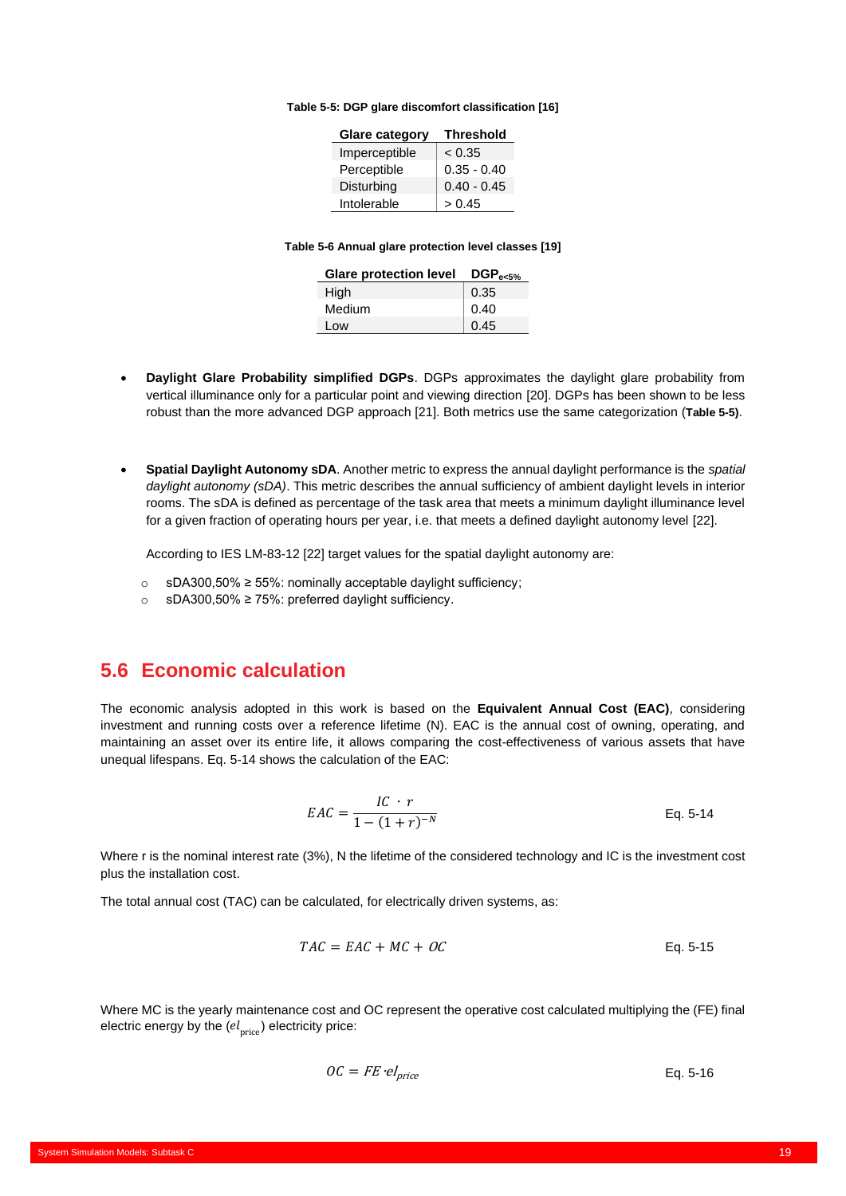Table 5-5: DGP glare discomfort classification [16]

| Glare category | Threshold |
|---|---|
| Imperceptible | < 0.35 |
| Perceptible | 0.35 - 0.40 |
| Disturbing | 0.40 - 0.45 |
| Intolerable | > 0.45 |

Table 5-6 Annual glare protection level classes [19]

| Glare protection level | $DGP_{e<5\%}$ |
|---|---|
| High | 0.35 |
| Medium | 0.40 |
| Low | 0.45 |

- **Daylight Glare Probability simplified DGPs**. DGPs approximates the daylight glare probability from vertical illuminance only for a particular point and viewing direction [20]. DGPs has been shown to be less robust than the more advanced DGP approach [21]. Both metrics use the same categorization (**Table 5-5)**.

- **Spatial Daylight Autonomy sDA**. Another metric to express the annual daylight performance is the *spatial daylight autonomy (sDA)*. This metric describes the annual sufficiency of ambient daylight levels in interior rooms. The sDA is defined as percentage of the task area that meets a minimum daylight illuminance level for a given fraction of operating hours per year, i.e. that meets a defined daylight autonomy level [22].

  According to IES LM-83-12 [22] target values for the spatial daylight autonomy are:

  - sDA300,50% ≥ 55%: nominally acceptable daylight sufficiency;
  - sDA300,50% ≥ 75%: preferred daylight sufficiency.

## 5.6 Economic calculation

The economic analysis adopted in this work is based on the **Equivalent Annual Cost (EAC)**, considering investment and running costs over a reference lifetime (N). EAC is the annual cost of owning, operating, and maintaining an asset over its entire life, it allows comparing the cost-effectiveness of various assets that have unequal lifespans. Eq. 5-14 shows the calculation of the EAC:

$$EAC = \frac{IC \cdot r}{1 - (1 + r)^{-N}} \qquad \text{Eq. 5-14}$$

Where r is the nominal interest rate (3%), N the lifetime of the considered technology and IC is the investment cost plus the installation cost.

The total annual cost (TAC) can be calculated, for electrically driven systems, as:

$$TAC = EAC + MC + OC \qquad \text{Eq. 5-15}$$

Where MC is the yearly maintenance cost and OC represent the operative cost calculated multiplying the (FE) final electric energy by the ($el_{\text{price}}$) electricity price:

$$OC = FE \cdot el_{price} \qquad \text{Eq. 5-16}$$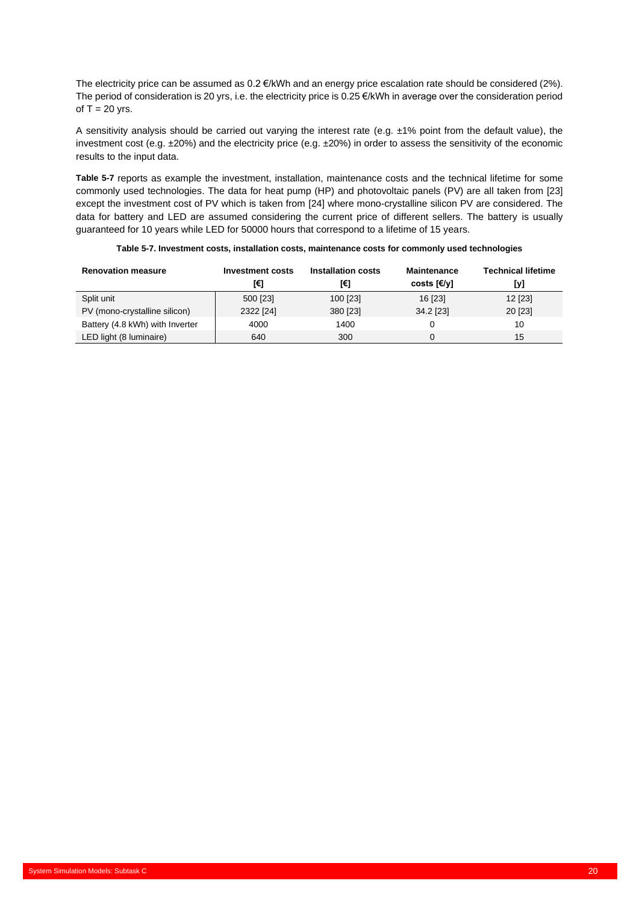The electricity price can be assumed as 0.2 €/kWh and an energy price escalation rate should be considered (2%). The period of consideration is 20 yrs, i.e. the electricity price is 0.25 €/kWh in average over the consideration period of T = 20 yrs.

A sensitivity analysis should be carried out varying the interest rate (e.g. ±1% point from the default value), the investment cost (e.g. ±20%) and the electricity price (e.g. ±20%) in order to assess the sensitivity of the economic results to the input data.

**Table 5-7** reports as example the investment, installation, maintenance costs and the technical lifetime for some commonly used technologies. The data for heat pump (HP) and photovoltaic panels (PV) are all taken from [23] except the investment cost of PV which is taken from [24] where mono-crystalline silicon PV are considered. The data for battery and LED are assumed considering the current price of different sellers. The battery is usually guaranteed for 10 years while LED for 50000 hours that correspond to a lifetime of 15 years.

**Table 5-7. Investment costs, installation costs, maintenance costs for commonly used technologies**

| Renovation measure | Investment costs [€] | Installation costs [€] | Maintenance costs [€/y] | Technical lifetime [y] |
|---|---|---|---|---|
| Split unit | 500 [23] | 100 [23] | 16 [23] | 12 [23] |
| PV (mono-crystalline silicon) | 2322 [24] | 380 [23] | 34.2 [23] | 20 [23] |
| Battery (4.8 kWh) with Inverter | 4000 | 1400 | 0 | 10 |
| LED light (8 luminaire) | 640 | 300 | 0 | 15 |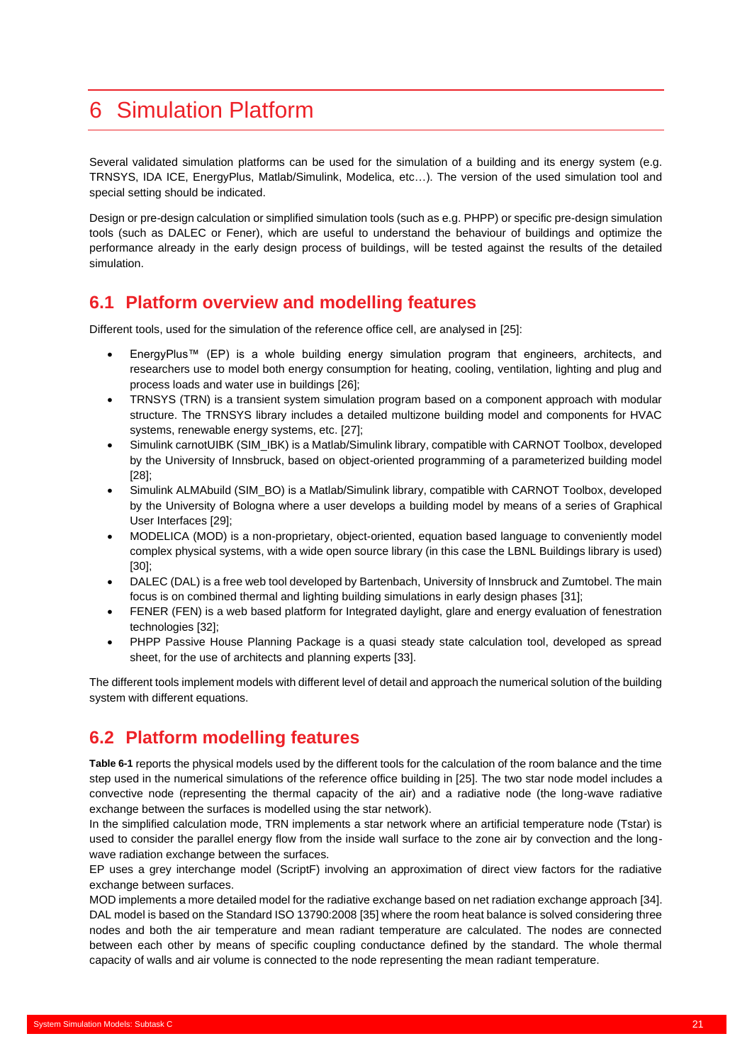# 6 Simulation Platform

Several validated simulation platforms can be used for the simulation of a building and its energy system (e.g. TRNSYS, IDA ICE, EnergyPlus, Matlab/Simulink, Modelica, etc…). The version of the used simulation tool and special setting should be indicated.

Design or pre-design calculation or simplified simulation tools (such as e.g. PHPP) or specific pre-design simulation tools (such as DALEC or Fener), which are useful to understand the behaviour of buildings and optimize the performance already in the early design process of buildings, will be tested against the results of the detailed simulation.

## 6.1 Platform overview and modelling features

Different tools, used for the simulation of the reference office cell, are analysed in [25]:

- EnergyPlus™ (EP) is a whole building energy simulation program that engineers, architects, and researchers use to model both energy consumption for heating, cooling, ventilation, lighting and plug and process loads and water use in buildings [26];
- TRNSYS (TRN) is a transient system simulation program based on a component approach with modular structure. The TRNSYS library includes a detailed multizone building model and components for HVAC systems, renewable energy systems, etc. [27];
- Simulink carnotUIBK (SIM_IBK) is a Matlab/Simulink library, compatible with CARNOT Toolbox, developed by the University of Innsbruck, based on object-oriented programming of a parameterized building model [28];
- Simulink ALMAbuild (SIM_BO) is a Matlab/Simulink library, compatible with CARNOT Toolbox, developed by the University of Bologna where a user develops a building model by means of a series of Graphical User Interfaces [29];
- MODELICA (MOD) is a non-proprietary, object-oriented, equation based language to conveniently model complex physical systems, with a wide open source library (in this case the LBNL Buildings library is used) [30];
- DALEC (DAL) is a free web tool developed by Bartenbach, University of Innsbruck and Zumtobel. The main focus is on combined thermal and lighting building simulations in early design phases [31];
- FENER (FEN) is a web based platform for Integrated daylight, glare and energy evaluation of fenestration technologies [32];
- PHPP Passive House Planning Package is a quasi steady state calculation tool, developed as spread sheet, for the use of architects and planning experts [33].

The different tools implement models with different level of detail and approach the numerical solution of the building system with different equations.

## 6.2 Platform modelling features

**Table 6-1** reports the physical models used by the different tools for the calculation of the room balance and the time step used in the numerical simulations of the reference office building in [25]. The two star node model includes a convective node (representing the thermal capacity of the air) and a radiative node (the long-wave radiative exchange between the surfaces is modelled using the star network).
In the simplified calculation mode, TRN implements a star network where an artificial temperature node (Tstar) is used to consider the parallel energy flow from the inside wall surface to the zone air by convection and the long-wave radiation exchange between the surfaces.
EP uses a grey interchange model (ScriptF) involving an approximation of direct view factors for the radiative exchange between surfaces.
MOD implements a more detailed model for the radiative exchange based on net radiation exchange approach [34].
DAL model is based on the Standard ISO 13790:2008 [35] where the room heat balance is solved considering three nodes and both the air temperature and mean radiant temperature are calculated. The nodes are connected between each other by means of specific coupling conductance defined by the standard. The whole thermal capacity of walls and air volume is connected to the node representing the mean radiant temperature.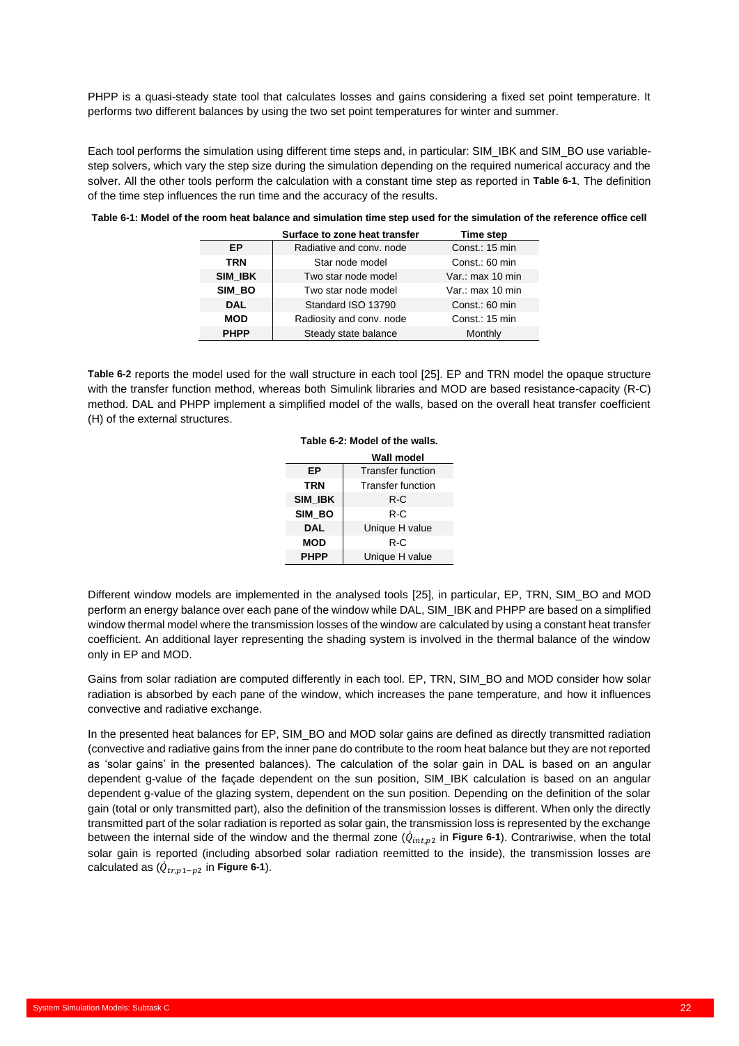PHPP is a quasi-steady state tool that calculates losses and gains considering a fixed set point temperature. It performs two different balances by using the two set point temperatures for winter and summer.

Each tool performs the simulation using different time steps and, in particular: SIM_IBK and SIM_BO use variable-step solvers, which vary the step size during the simulation depending on the required numerical accuracy and the solver. All the other tools perform the calculation with a constant time step as reported in **Table 6-1**. The definition of the time step influences the run time and the accuracy of the results.

**Table 6-1: Model of the room heat balance and simulation time step used for the simulation of the reference office cell**

| | Surface to zone heat transfer | Time step |
|---|---|---|
| **EP** | Radiative and conv. node | Const.: 15 min |
| **TRN** | Star node model | Const.: 60 min |
| **SIM_IBK** | Two star node model | Var.: max 10 min |
| **SIM_BO** | Two star node model | Var.: max 10 min |
| **DAL** | Standard ISO 13790 | Const.: 60 min |
| **MOD** | Radiosity and conv. node | Const.: 15 min |
| **PHPP** | Steady state balance | Monthly |

**Table 6-2** reports the model used for the wall structure in each tool [25]. EP and TRN model the opaque structure with the transfer function method, whereas both Simulink libraries and MOD are based resistance-capacity (R-C) method. DAL and PHPP implement a simplified model of the walls, based on the overall heat transfer coefficient (H) of the external structures.

**Table 6-2: Model of the walls.**

| | Wall model |
|---|---|
| **EP** | Transfer function |
| **TRN** | Transfer function |
| **SIM_IBK** | R-C |
| **SIM_BO** | R-C |
| **DAL** | Unique H value |
| **MOD** | R-C |
| **PHPP** | Unique H value |

Different window models are implemented in the analysed tools [25], in particular, EP, TRN, SIM_BO and MOD perform an energy balance over each pane of the window while DAL, SIM_IBK and PHPP are based on a simplified window thermal model where the transmission losses of the window are calculated by using a constant heat transfer coefficient. An additional layer representing the shading system is involved in the thermal balance of the window only in EP and MOD.

Gains from solar radiation are computed differently in each tool. EP, TRN, SIM_BO and MOD consider how solar radiation is absorbed by each pane of the window, which increases the pane temperature, and how it influences convective and radiative exchange.

In the presented heat balances for EP, SIM_BO and MOD solar gains are defined as directly transmitted radiation (convective and radiative gains from the inner pane do contribute to the room heat balance but they are not reported as 'solar gains' in the presented balances). The calculation of the solar gain in DAL is based on an angular dependent g-value of the façade dependent on the sun position, SIM_IBK calculation is based on an angular dependent g-value of the glazing system, dependent on the sun position. Depending on the definition of the solar gain (total or only transmitted part), also the definition of the transmission losses is different. When only the directly transmitted part of the solar radiation is reported as solar gain, the transmission loss is represented by the exchange between the internal side of the window and the thermal zone ($\dot{Q}_{int,p2}$ in **Figure 6-1**). Contrariwise, when the total solar gain is reported (including absorbed solar radiation reemitted to the inside), the transmission losses are calculated as ($\dot{Q}_{tr,p1-p2}$ in **Figure 6-1**).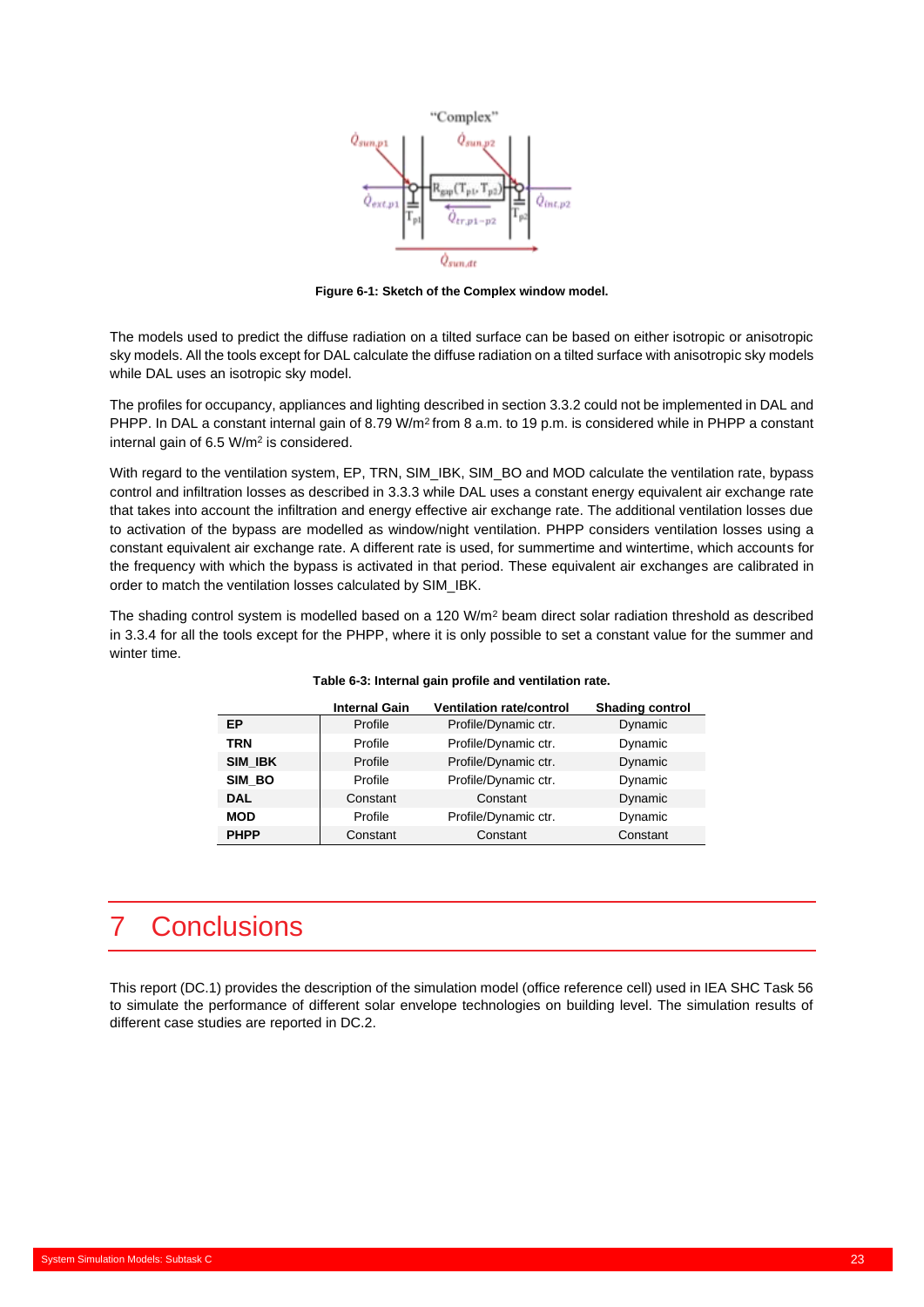Figure 6-1: Sketch of the Complex window model.

The models used to predict the diffuse radiation on a tilted surface can be based on either isotropic or anisotropic sky models. All the tools except for DAL calculate the diffuse radiation on a tilted surface with anisotropic sky models while DAL uses an isotropic sky model.

The profiles for occupancy, appliances and lighting described in section 3.3.2 could not be implemented in DAL and PHPP. In DAL a constant internal gain of 8.79 W/m² from 8 a.m. to 19 p.m. is considered while in PHPP a constant internal gain of 6.5 W/m² is considered.

With regard to the ventilation system, EP, TRN, SIM_IBK, SIM_BO and MOD calculate the ventilation rate, bypass control and infiltration losses as described in 3.3.3 while DAL uses a constant energy equivalent air exchange rate that takes into account the infiltration and energy effective air exchange rate. The additional ventilation losses due to activation of the bypass are modelled as window/night ventilation. PHPP considers ventilation losses using a constant equivalent air exchange rate. A different rate is used, for summertime and wintertime, which accounts for the frequency with which the bypass is activated in that period. These equivalent air exchanges are calibrated in order to match the ventilation losses calculated by SIM_IBK.

The shading control system is modelled based on a 120 W/m² beam direct solar radiation threshold as described in 3.3.4 for all the tools except for the PHPP, where it is only possible to set a constant value for the summer and winter time.

**Table 6-3: Internal gain profile and ventilation rate.**

| | Internal Gain | Ventilation rate/control | Shading control |
|---|---|---|---|
| **EP** | Profile | Profile/Dynamic ctr. | Dynamic |
| **TRN** | Profile | Profile/Dynamic ctr. | Dynamic |
| **SIM_IBK** | Profile | Profile/Dynamic ctr. | Dynamic |
| **SIM_BO** | Profile | Profile/Dynamic ctr. | Dynamic |
| **DAL** | Constant | Constant | Dynamic |
| **MOD** | Profile | Profile/Dynamic ctr. | Dynamic |
| **PHPP** | Constant | Constant | Constant |

# 7 Conclusions

This report (DC.1) provides the description of the simulation model (office reference cell) used in IEA SHC Task 56 to simulate the performance of different solar envelope technologies on building level. The simulation results of different case studies are reported in DC.2.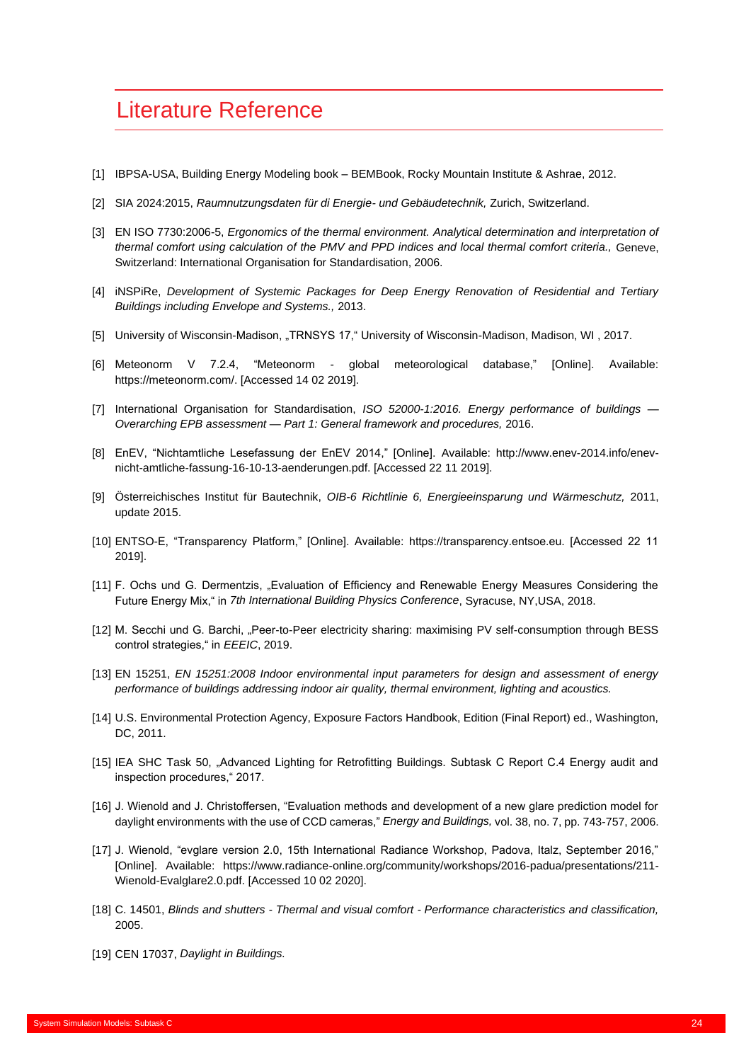# Literature Reference

[1] IBPSA-USA, Building Energy Modeling book – BEMBook, Rocky Mountain Institute & Ashrae, 2012.

[2] SIA 2024:2015, *Raumnutzungsdaten für di Energie- und Gebäudetechnik,* Zurich, Switzerland.

[3] EN ISO 7730:2006-5, *Ergonomics of the thermal environment. Analytical determination and interpretation of thermal comfort using calculation of the PMV and PPD indices and local thermal comfort criteria.,* Geneve, Switzerland: International Organisation for Standardisation, 2006.

[4] iNSPiRe, *Development of Systemic Packages for Deep Energy Renovation of Residential and Tertiary Buildings including Envelope and Systems.,* 2013.

[5] University of Wisconsin-Madison, „TRNSYS 17," University of Wisconsin-Madison, Madison, WI , 2017.

[6] Meteonorm V 7.2.4, "Meteonorm - global meteorological database," [Online]. Available: https://meteonorm.com/. [Accessed 14 02 2019].

[7] International Organisation for Standardisation, *ISO 52000-1:2016. Energy performance of buildings — Overarching EPB assessment — Part 1: General framework and procedures,* 2016.

[8] EnEV, "Nichtamtliche Lesefassung der EnEV 2014," [Online]. Available: http://www.enev-2014.info/enev-nicht-amtliche-fassung-16-10-13-aenderungen.pdf. [Accessed 22 11 2019].

[9] Österreichisches Institut für Bautechnik, *OIB-6 Richtlinie 6, Energieeinsparung und Wärmeschutz,* 2011, update 2015.

[10] ENTSO-E, "Transparency Platform," [Online]. Available: https://transparency.entsoe.eu. [Accessed 22 11 2019].

[11] F. Ochs und G. Dermentzis, „Evaluation of Efficiency and Renewable Energy Measures Considering the Future Energy Mix," in *7th International Building Physics Conference*, Syracuse, NY,USA, 2018.

[12] M. Secchi und G. Barchi, „Peer-to-Peer electricity sharing: maximising PV self-consumption through BESS control strategies," in *EEEIC*, 2019.

[13] EN 15251, *EN 15251:2008 Indoor environmental input parameters for design and assessment of energy performance of buildings addressing indoor air quality, thermal environment, lighting and acoustics.*

[14] U.S. Environmental Protection Agency, Exposure Factors Handbook, Edition (Final Report) ed., Washington, DC, 2011.

[15] IEA SHC Task 50, „Advanced Lighting for Retrofitting Buildings. Subtask C Report C.4 Energy audit and inspection procedures," 2017.

[16] J. Wienold and J. Christoffersen, "Evaluation methods and development of a new glare prediction model for daylight environments with the use of CCD cameras," *Energy and Buildings,* vol. 38, no. 7, pp. 743-757, 2006.

[17] J. Wienold, "evglare version 2.0, 15th International Radiance Workshop, Padova, Italz, September 2016," [Online]. Available: https://www.radiance-online.org/community/workshops/2016-padua/presentations/211-Wienold-Evalglare2.0.pdf. [Accessed 10 02 2020].

[18] C. 14501, *Blinds and shutters - Thermal and visual comfort - Performance characteristics and classification,* 2005.

[19] CEN 17037, *Daylight in Buildings.*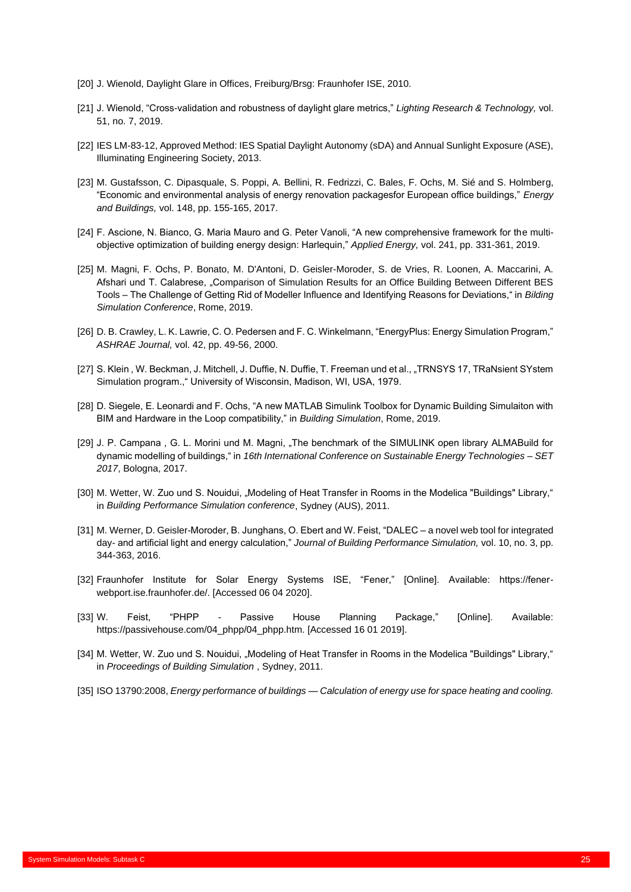[20] J. Wienold, Daylight Glare in Offices, Freiburg/Brsg: Fraunhofer ISE, 2010.

[21] J. Wienold, "Cross-validation and robustness of daylight glare metrics," *Lighting Research & Technology,* vol. 51, no. 7, 2019.

[22] IES LM-83-12, Approved Method: IES Spatial Daylight Autonomy (sDA) and Annual Sunlight Exposure (ASE), Illuminating Engineering Society, 2013.

[23] M. Gustafsson, C. Dipasquale, S. Poppi, A. Bellini, R. Fedrizzi, C. Bales, F. Ochs, M. Sié and S. Holmberg, "Economic and environmental analysis of energy renovation packagesfor European office buildings," *Energy and Buildings,* vol. 148, pp. 155-165, 2017.

[24] F. Ascione, N. Bianco, G. Maria Mauro and G. Peter Vanoli, "A new comprehensive framework for the multi-objective optimization of building energy design: Harlequin," *Applied Energy,* vol. 241, pp. 331-361, 2019.

[25] M. Magni, F. Ochs, P. Bonato, M. D'Antoni, D. Geisler-Moroder, S. de Vries, R. Loonen, A. Maccarini, A. Afshari und T. Calabrese, „Comparison of Simulation Results for an Office Building Between Different BES Tools – The Challenge of Getting Rid of Modeller Influence and Identifying Reasons for Deviations," in *Bilding Simulation Conference*, Rome, 2019.

[26] D. B. Crawley, L. K. Lawrie, C. O. Pedersen and F. C. Winkelmann, "EnergyPlus: Energy Simulation Program," *ASHRAE Journal,* vol. 42, pp. 49-56, 2000.

[27] S. Klein , W. Beckman, J. Mitchell, J. Duffie, N. Duffie, T. Freeman und et al., „TRNSYS 17, TRaNsient SYstem Simulation program.," University of Wisconsin, Madison, WI, USA, 1979.

[28] D. Siegele, E. Leonardi and F. Ochs, "A new MATLAB Simulink Toolbox for Dynamic Building Simulaiton with BIM and Hardware in the Loop compatibility," in *Building Simulation*, Rome, 2019.

[29] J. P. Campana , G. L. Morini und M. Magni, „The benchmark of the SIMULINK open library ALMABuild for dynamic modelling of buildings," in *16th International Conference on Sustainable Energy Technologies – SET 2017*, Bologna, 2017.

[30] M. Wetter, W. Zuo und S. Nouidui, „Modeling of Heat Transfer in Rooms in the Modelica "Buildings" Library," in *Building Performance Simulation conference*, Sydney (AUS), 2011.

[31] M. Werner, D. Geisler-Moroder, B. Junghans, O. Ebert and W. Feist, "DALEC – a novel web tool for integrated day- and artificial light and energy calculation," *Journal of Building Performance Simulation,* vol. 10, no. 3, pp. 344-363, 2016.

[32] Fraunhofer Institute for Solar Energy Systems ISE, "Fener," [Online]. Available: https://fener-webport.ise.fraunhofer.de/. [Accessed 06 04 2020].

[33] W. Feist, "PHPP - Passive House Planning Package," [Online]. Available: https://passivehouse.com/04_phpp/04_phpp.htm. [Accessed 16 01 2019].

[34] M. Wetter, W. Zuo und S. Nouidui, „Modeling of Heat Transfer in Rooms in the Modelica "Buildings" Library," in *Proceedings of Building Simulation* , Sydney, 2011.

[35] ISO 13790:2008, *Energy performance of buildings — Calculation of energy use for space heating and cooling.*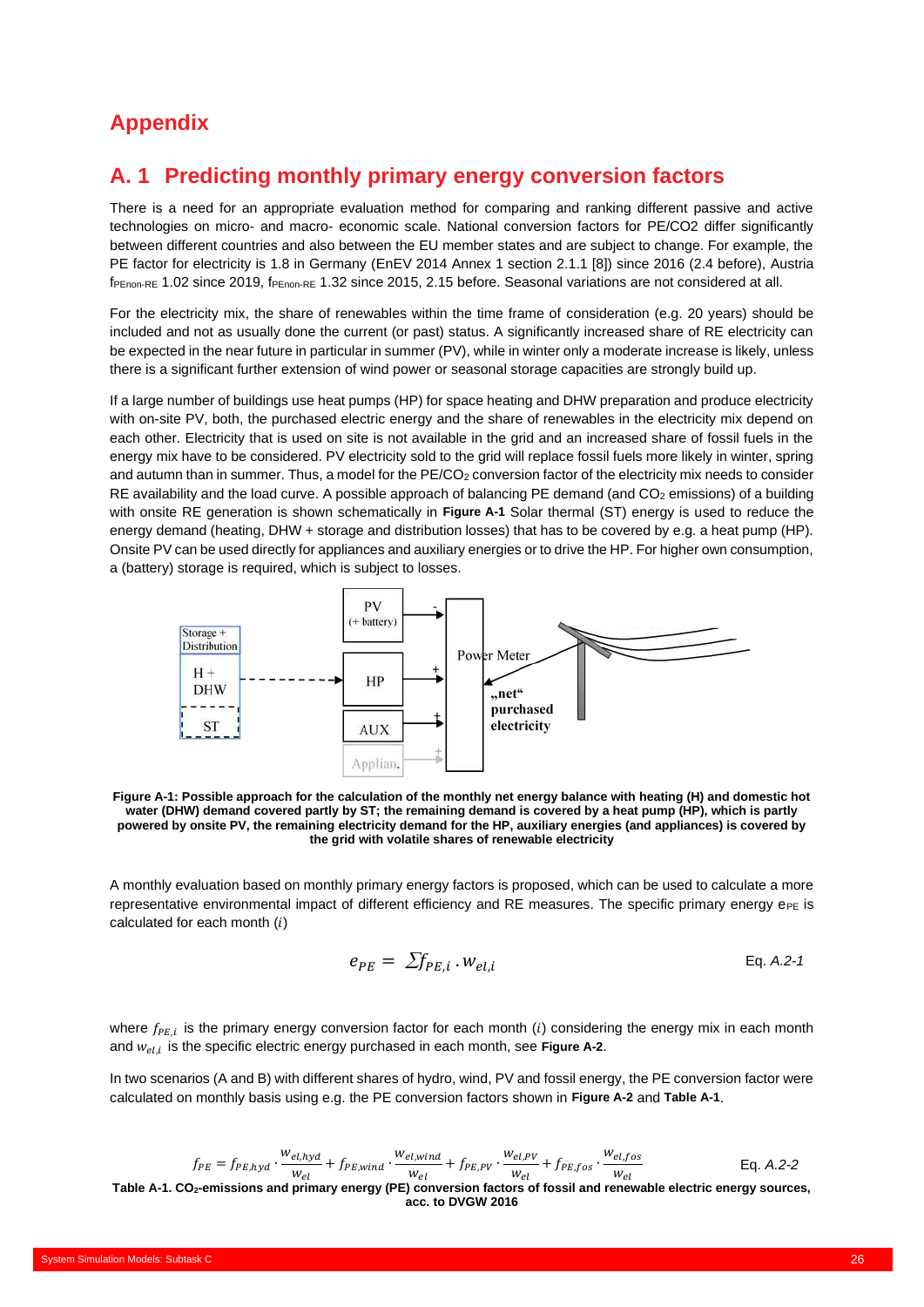# Appendix

## A. 1 Predicting monthly primary energy conversion factors

There is a need for an appropriate evaluation method for comparing and ranking different passive and active technologies on micro- and macro- economic scale. National conversion factors for PE/CO2 differ significantly between different countries and also between the EU member states and are subject to change. For example, the PE factor for electricity is 1.8 in Germany (EnEV 2014 Annex 1 section 2.1.1 [8]) since 2016 (2.4 before), Austria $f_{PEnon\text{-}RE}$ 1.02 since 2019, $f_{PEnon\text{-}RE}$ 1.32 since 2015, 2.15 before. Seasonal variations are not considered at all.

For the electricity mix, the share of renewables within the time frame of consideration (e.g. 20 years) should be included and not as usually done the current (or past) status. A significantly increased share of RE electricity can be expected in the near future in particular in summer (PV), while in winter only a moderate increase is likely, unless there is a significant further extension of wind power or seasonal storage capacities are strongly build up.

If a large number of buildings use heat pumps (HP) for space heating and DHW preparation and produce electricity with on-site PV, both, the purchased electric energy and the share of renewables in the electricity mix depend on each other. Electricity that is used on site is not available in the grid and an increased share of fossil fuels in the energy mix have to be considered. PV electricity sold to the grid will replace fossil fuels more likely in winter, spring and autumn than in summer. Thus, a model for the PE/$CO_2$ conversion factor of the electricity mix needs to consider RE availability and the load curve. A possible approach of balancing PE demand (and $CO_2$ emissions) of a building with onsite RE generation is shown schematically in **Figure A-1** Solar thermal (ST) energy is used to reduce the energy demand (heating, DHW + storage and distribution losses) that has to be covered by e.g. a heat pump (HP). Onsite PV can be used directly for appliances and auxiliary energies or to drive the HP. For higher own consumption, a (battery) storage is required, which is subject to losses.

Storage + Distribution | H + DHW | ST | PV (+ battery) | HP | AUX | Applian. | Power Meter | „net“ purchased electricity

**Figure A-1: Possible approach for the calculation of the monthly net energy balance with heating (H) and domestic hot water (DHW) demand covered partly by ST; the remaining demand is covered by a heat pump (HP), which is partly powered by onsite PV, the remaining electricity demand for the HP, auxiliary energies (and appliances) is covered by the grid with volatile shares of renewable electricity**

A monthly evaluation based on monthly primary energy factors is proposed, which can be used to calculate a more representative environmental impact of different efficiency and RE measures. The specific primary energy $e_{PE}$ is calculated for each month ($i$)

$$e_{PE} = \sum f_{PE,i} \cdot w_{el,i} \qquad \text{Eq. } A.2\text{-}1$$

where $f_{PE,i}$ is the primary energy conversion factor for each month ($i$) considering the energy mix in each month and $w_{el,i}$ is the specific electric energy purchased in each month, see **Figure A-2**.

In two scenarios (A and B) with different shares of hydro, wind, PV and fossil energy, the PE conversion factor were calculated on monthly basis using e.g. the PE conversion factors shown in **Figure A-2** and **Table A-1**.

$$f_{PE} = f_{PE,hyd} \cdot \frac{w_{el,hyd}}{w_{el}} + f_{PE,wind} \cdot \frac{w_{el,wind}}{w_{el}} + f_{PE,PV} \cdot \frac{w_{el,PV}}{w_{el}} + f_{PE,fos} \cdot \frac{w_{el,fos}}{w_{el}} \qquad \text{Eq. } A.2\text{-}2$$

**Table A-1. $CO_2$-emissions and primary energy (PE) conversion factors of fossil and renewable electric energy sources, acc. to DVGW 2016**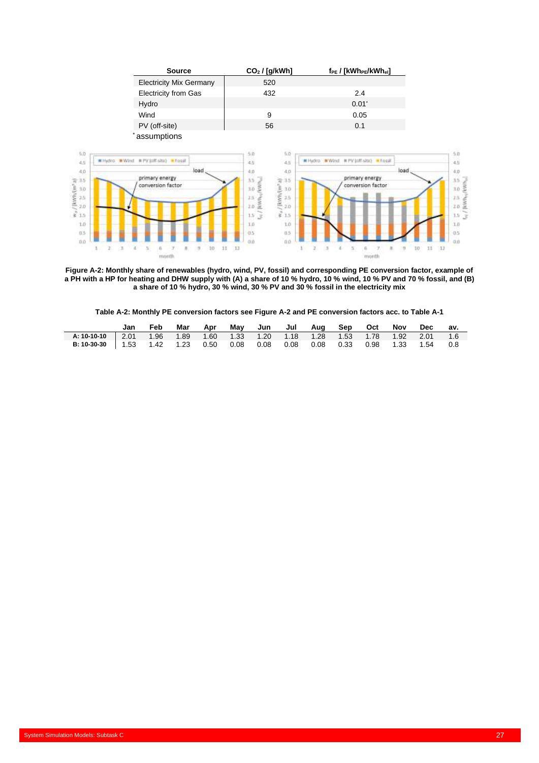| Source | $CO_2$ / [g/kWh] | $f_{PE}$ / [$kWh_{PE}/kWh_{el}$] |
|---|---|---|
| Electricity Mix Germany | 520 | |
| Electricity from Gas | 432 | 2.4 |
| Hydro | | 0.01* |
| Wind | 9 | 0.05 |
| PV (off-site) | 56 | 0.1 |

* assumptions

**Figure A-2: Monthly share of renewables (hydro, wind, PV, fossil) and corresponding PE conversion factor, example of a PH with a HP for heating and DHW supply with (A) a share of 10 % hydro, 10 % wind, 10 % PV and 70 % fossil, and (B) a share of 10 % hydro, 30 % wind, 30 % PV and 30 % fossil in the electricity mix**

**Table A-2: Monthly PE conversion factors see Figure A-2 and PE conversion factors acc. to Table A-1**

| | Jan | Feb | Mar | Apr | May | Jun | Jul | Aug | Sep | Oct | Nov | Dec | av. |
|---|---|---|---|---|---|---|---|---|---|---|---|---|---|
| **A: 10-10-10** | 2.01 | 1.96 | 1.89 | 1.60 | 1.33 | 1.20 | 1.18 | 1.28 | 1.53 | 1.78 | 1.92 | 2.01 | 1.6 |
| **B: 10-30-30** | 1.53 | 1.42 | 1.23 | 0.50 | 0.08 | 0.08 | 0.08 | 0.08 | 0.33 | 0.98 | 1.33 | 1.54 | 0.8 |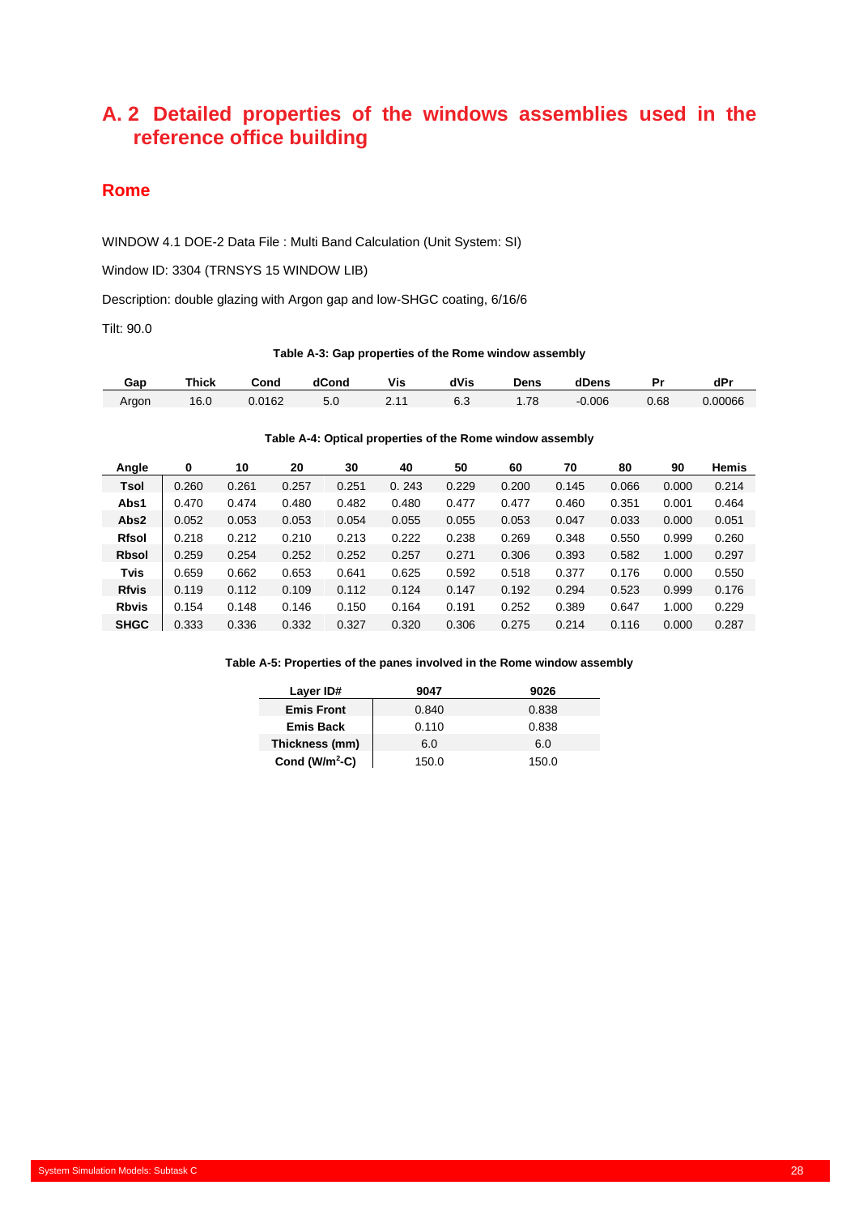# A. 2 Detailed properties of the windows assemblies used in the reference office building

## Rome

WINDOW 4.1 DOE-2 Data File : Multi Band Calculation (Unit System: SI)

Window ID: 3304 (TRNSYS 15 WINDOW LIB)

Description: double glazing with Argon gap and low-SHGC coating, 6/16/6

Tilt: 90.0

**Table A-3: Gap properties of the Rome window assembly**

| Gap | Thick | Cond | dCond | Vis | dVis | Dens | dDens | Pr | dPr |
|---|---|---|---|---|---|---|---|---|---|
| Argon | 16.0 | 0.0162 | 5.0 | 2.11 | 6.3 | 1.78 | -0.006 | 0.68 | 0.00066 |

**Table A-4: Optical properties of the Rome window assembly**

| Angle | 0 | 10 | 20 | 30 | 40 | 50 | 60 | 70 | 80 | 90 | Hemis |
|---|---|---|---|---|---|---|---|---|---|---|---|
| **Tsol** | 0.260 | 0.261 | 0.257 | 0.251 | 0. 243 | 0.229 | 0.200 | 0.145 | 0.066 | 0.000 | 0.214 |
| **Abs1** | 0.470 | 0.474 | 0.480 | 0.482 | 0.480 | 0.477 | 0.477 | 0.460 | 0.351 | 0.001 | 0.464 |
| **Abs2** | 0.052 | 0.053 | 0.053 | 0.054 | 0.055 | 0.055 | 0.053 | 0.047 | 0.033 | 0.000 | 0.051 |
| **Rfsol** | 0.218 | 0.212 | 0.210 | 0.213 | 0.222 | 0.238 | 0.269 | 0.348 | 0.550 | 0.999 | 0.260 |
| **Rbsol** | 0.259 | 0.254 | 0.252 | 0.252 | 0.257 | 0.271 | 0.306 | 0.393 | 0.582 | 1.000 | 0.297 |
| **Tvis** | 0.659 | 0.662 | 0.653 | 0.641 | 0.625 | 0.592 | 0.518 | 0.377 | 0.176 | 0.000 | 0.550 |
| **Rfvis** | 0.119 | 0.112 | 0.109 | 0.112 | 0.124 | 0.147 | 0.192 | 0.294 | 0.523 | 0.999 | 0.176 |
| **Rbvis** | 0.154 | 0.148 | 0.146 | 0.150 | 0.164 | 0.191 | 0.252 | 0.389 | 0.647 | 1.000 | 0.229 |
| **SHGC** | 0.333 | 0.336 | 0.332 | 0.327 | 0.320 | 0.306 | 0.275 | 0.214 | 0.116 | 0.000 | 0.287 |

**Table A-5: Properties of the panes involved in the Rome window assembly**

| Layer ID# | 9047 | 9026 |
|---|---|---|
| **Emis Front** | 0.840 | 0.838 |
| **Emis Back** | 0.110 | 0.838 |
| **Thickness (mm)** | 6.0 | 6.0 |
| **Cond (W/m$^2$-C)** | 150.0 | 150.0 |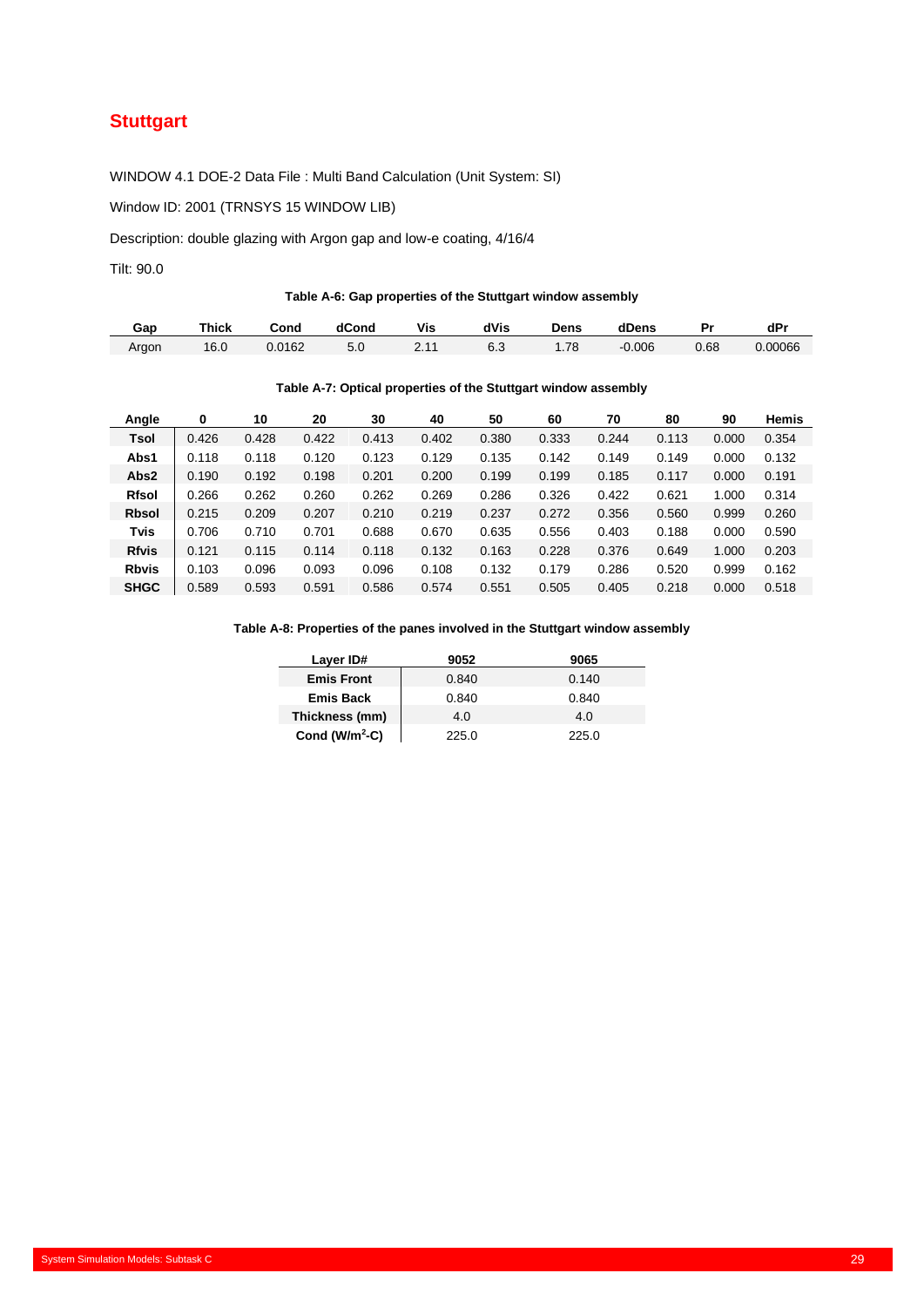# Stuttgart

WINDOW 4.1 DOE-2 Data File : Multi Band Calculation (Unit System: SI)

Window ID: 2001 (TRNSYS 15 WINDOW LIB)

Description: double glazing with Argon gap and low-e coating, 4/16/4

Tilt: 90.0

**Table A-6: Gap properties of the Stuttgart window assembly**

| Gap | Thick | Cond | dCond | Vis | dVis | Dens | dDens | Pr | dPr |
|---|---|---|---|---|---|---|---|---|---|
| Argon | 16.0 | 0.0162 | 5.0 | 2.11 | 6.3 | 1.78 | -0.006 | 0.68 | 0.00066 |

**Table A-7: Optical properties of the Stuttgart window assembly**

| Angle | 0 | 10 | 20 | 30 | 40 | 50 | 60 | 70 | 80 | 90 | Hemis |
|---|---|---|---|---|---|---|---|---|---|---|---|
| **Tsol** | 0.426 | 0.428 | 0.422 | 0.413 | 0.402 | 0.380 | 0.333 | 0.244 | 0.113 | 0.000 | 0.354 |
| **Abs1** | 0.118 | 0.118 | 0.120 | 0.123 | 0.129 | 0.135 | 0.142 | 0.149 | 0.149 | 0.000 | 0.132 |
| **Abs2** | 0.190 | 0.192 | 0.198 | 0.201 | 0.200 | 0.199 | 0.199 | 0.185 | 0.117 | 0.000 | 0.191 |
| **Rfsol** | 0.266 | 0.262 | 0.260 | 0.262 | 0.269 | 0.286 | 0.326 | 0.422 | 0.621 | 1.000 | 0.314 |
| **Rbsol** | 0.215 | 0.209 | 0.207 | 0.210 | 0.219 | 0.237 | 0.272 | 0.356 | 0.560 | 0.999 | 0.260 |
| **Tvis** | 0.706 | 0.710 | 0.701 | 0.688 | 0.670 | 0.635 | 0.556 | 0.403 | 0.188 | 0.000 | 0.590 |
| **Rfvis** | 0.121 | 0.115 | 0.114 | 0.118 | 0.132 | 0.163 | 0.228 | 0.376 | 0.649 | 1.000 | 0.203 |
| **Rbvis** | 0.103 | 0.096 | 0.093 | 0.096 | 0.108 | 0.132 | 0.179 | 0.286 | 0.520 | 0.999 | 0.162 |
| **SHGC** | 0.589 | 0.593 | 0.591 | 0.586 | 0.574 | 0.551 | 0.505 | 0.405 | 0.218 | 0.000 | 0.518 |

**Table A-8: Properties of the panes involved in the Stuttgart window assembly**

| Layer ID# | 9052 | 9065 |
|---|---|---|
| **Emis Front** | 0.840 | 0.140 |
| **Emis Back** | 0.840 | 0.840 |
| **Thickness (mm)** | 4.0 | 4.0 |
| **Cond ($W/m^2$-C)** | 225.0 | 225.0 |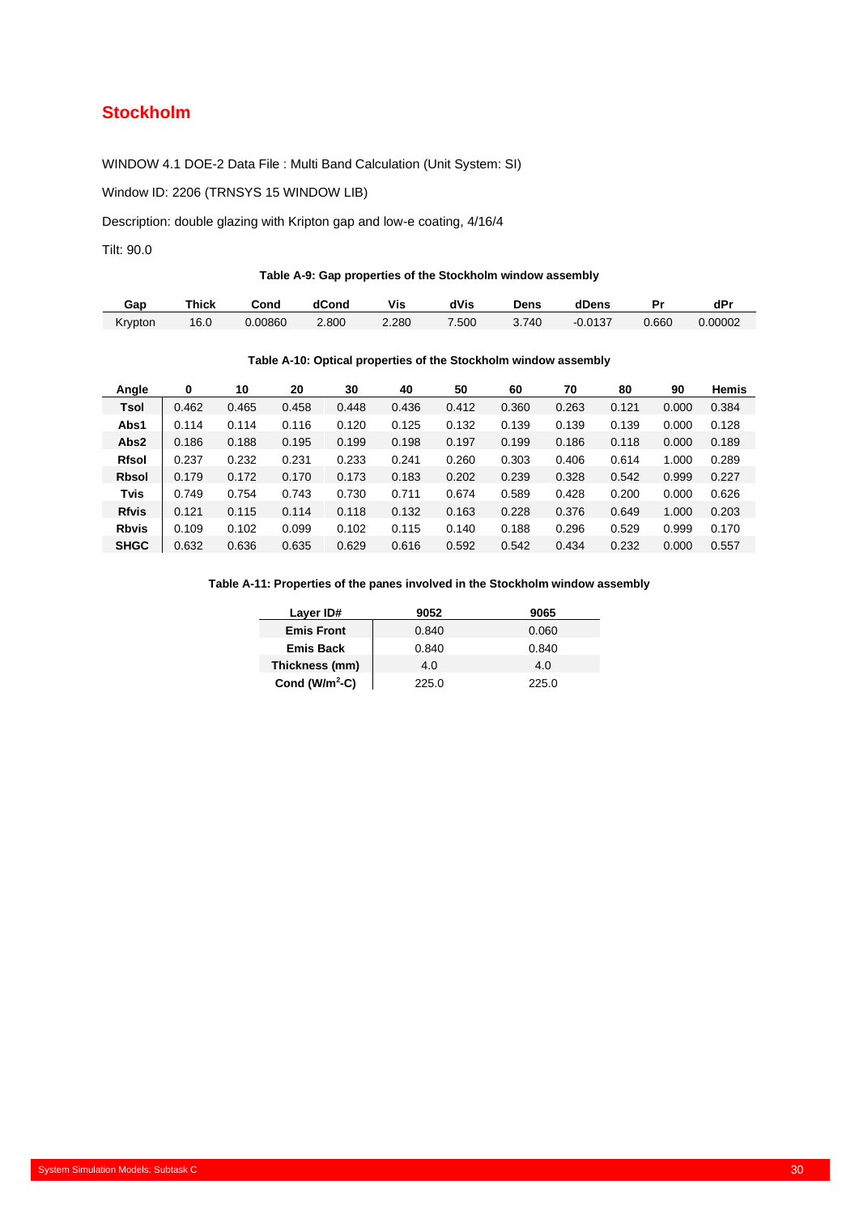## Stockholm

WINDOW 4.1 DOE-2 Data File : Multi Band Calculation (Unit System: SI)

Window ID: 2206 (TRNSYS 15 WINDOW LIB)

Description: double glazing with Kripton gap and low-e coating, 4/16/4

Tilt: 90.0

**Table A-9: Gap properties of the Stockholm window assembly**

| Gap | Thick | Cond | dCond | Vis | dVis | Dens | dDens | Pr | dPr |
|---|---|---|---|---|---|---|---|---|---|
| Krypton | 16.0 | 0.00860 | 2.800 | 2.280 | 7.500 | 3.740 | -0.0137 | 0.660 | 0.00002 |

**Table A-10: Optical properties of the Stockholm window assembly**

| Angle | 0 | 10 | 20 | 30 | 40 | 50 | 60 | 70 | 80 | 90 | Hemis |
|---|---|---|---|---|---|---|---|---|---|---|---|
| **Tsol** | 0.462 | 0.465 | 0.458 | 0.448 | 0.436 | 0.412 | 0.360 | 0.263 | 0.121 | 0.000 | 0.384 |
| **Abs1** | 0.114 | 0.114 | 0.116 | 0.120 | 0.125 | 0.132 | 0.139 | 0.139 | 0.139 | 0.000 | 0.128 |
| **Abs2** | 0.186 | 0.188 | 0.195 | 0.199 | 0.198 | 0.197 | 0.199 | 0.186 | 0.118 | 0.000 | 0.189 |
| **Rfsol** | 0.237 | 0.232 | 0.231 | 0.233 | 0.241 | 0.260 | 0.303 | 0.406 | 0.614 | 1.000 | 0.289 |
| **Rbsol** | 0.179 | 0.172 | 0.170 | 0.173 | 0.183 | 0.202 | 0.239 | 0.328 | 0.542 | 0.999 | 0.227 |
| **Tvis** | 0.749 | 0.754 | 0.743 | 0.730 | 0.711 | 0.674 | 0.589 | 0.428 | 0.200 | 0.000 | 0.626 |
| **Rfvis** | 0.121 | 0.115 | 0.114 | 0.118 | 0.132 | 0.163 | 0.228 | 0.376 | 0.649 | 1.000 | 0.203 |
| **Rbvis** | 0.109 | 0.102 | 0.099 | 0.102 | 0.115 | 0.140 | 0.188 | 0.296 | 0.529 | 0.999 | 0.170 |
| **SHGC** | 0.632 | 0.636 | 0.635 | 0.629 | 0.616 | 0.592 | 0.542 | 0.434 | 0.232 | 0.000 | 0.557 |

**Table A-11: Properties of the panes involved in the Stockholm window assembly**

| Layer ID# | 9052 | 9065 |
|---|---|---|
| **Emis Front** | 0.840 | 0.060 |
| **Emis Back** | 0.840 | 0.840 |
| **Thickness (mm)** | 4.0 | 4.0 |
| **Cond ($W/m^2$-C)** | 225.0 | 225.0 |